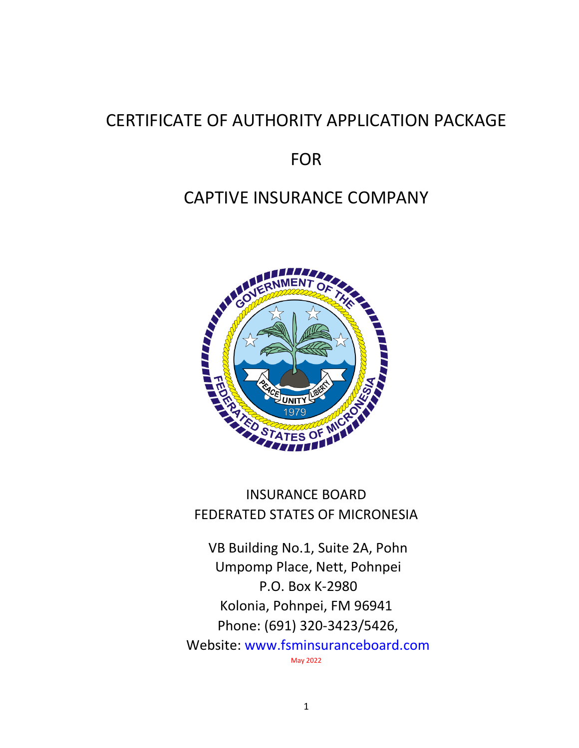# CERTIFICATE OF AUTHORITY APPLICATION PACKAGE

# FOR

# CAPTIVE INSURANCE COMPANY

INSURANCE BOARD
FEDERATED STATES OF MICRONESIA

VB Building No.1, Suite 2A, Pohn Umpomp Place, Nett, Pohnpei
P.O. Box K-2980
Kolonia, Pohnpei, FM 96941
Phone: (691) 320-3423/5426,
Website: www.fsminsuranceboard.com

May 2022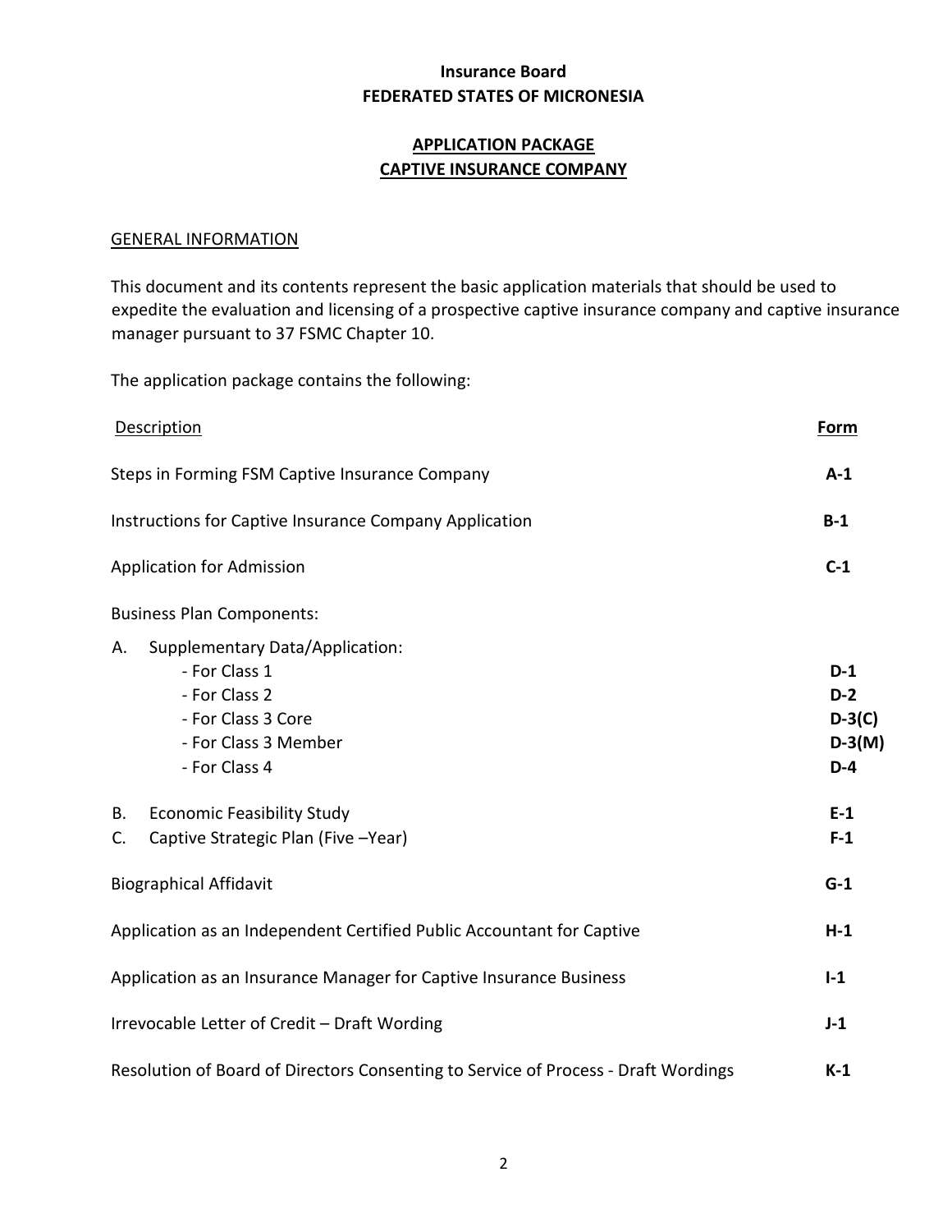**Insurance Board**
**FEDERATED STATES OF MICRONESIA**

**APPLICATION PACKAGE**
**CAPTIVE INSURANCE COMPANY**

GENERAL INFORMATION

This document and its contents represent the basic application materials that should be used to expedite the evaluation and licensing of a prospective captive insurance company and captive insurance manager pursuant to 37 FSMC Chapter 10.

The application package contains the following:

| Description | Form |
|---|---|
| Steps in Forming FSM Captive Insurance Company | **A-1** |
| Instructions for Captive Insurance Company Application | **B-1** |
| Application for Admission | **C-1** |
| Business Plan Components: | |
| A. Supplementary Data/Application: | |
| - For Class 1 | **D-1** |
| - For Class 2 | **D-2** |
| - For Class 3 Core | **D-3(C)** |
| - For Class 3 Member | **D-3(M)** |
| - For Class 4 | **D-4** |
| B. Economic Feasibility Study | **E-1** |
| C. Captive Strategic Plan (Five –Year) | **F-1** |
| Biographical Affidavit | **G-1** |
| Application as an Independent Certified Public Accountant for Captive | **H-1** |
| Application as an Insurance Manager for Captive Insurance Business | **I-1** |
| Irrevocable Letter of Credit – Draft Wording | **J-1** |
| Resolution of Board of Directors Consenting to Service of Process - Draft Wordings | **K-1** |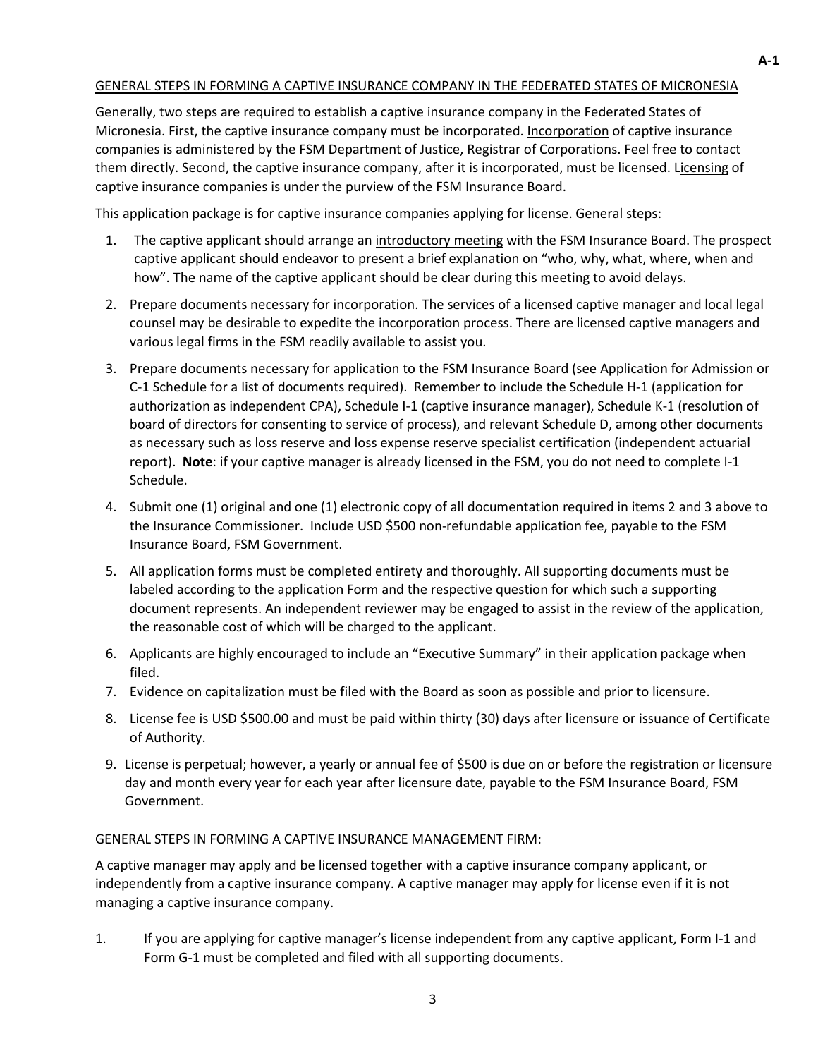## GENERAL STEPS IN FORMING A CAPTIVE INSURANCE COMPANY IN THE FEDERATED STATES OF MICRONESIA

Generally, two steps are required to establish a captive insurance company in the Federated States of Micronesia. First, the captive insurance company must be incorporated. Incorporation of captive insurance companies is administered by the FSM Department of Justice, Registrar of Corporations. Feel free to contact them directly. Second, the captive insurance company, after it is incorporated, must be licensed. Licensing of captive insurance companies is under the purview of the FSM Insurance Board.

This application package is for captive insurance companies applying for license. General steps:

1. The captive applicant should arrange an introductory meeting with the FSM Insurance Board. The prospect captive applicant should endeavor to present a brief explanation on "who, why, what, where, when and how". The name of the captive applicant should be clear during this meeting to avoid delays.
2. Prepare documents necessary for incorporation. The services of a licensed captive manager and local legal counsel may be desirable to expedite the incorporation process. There are licensed captive managers and various legal firms in the FSM readily available to assist you.
3. Prepare documents necessary for application to the FSM Insurance Board (see Application for Admission or C-1 Schedule for a list of documents required). Remember to include the Schedule H-1 (application for authorization as independent CPA), Schedule I-1 (captive insurance manager), Schedule K-1 (resolution of board of directors for consenting to service of process), and relevant Schedule D, among other documents as necessary such as loss reserve and loss expense reserve specialist certification (independent actuarial report). **Note**: if your captive manager is already licensed in the FSM, you do not need to complete I-1 Schedule.
4. Submit one (1) original and one (1) electronic copy of all documentation required in items 2 and 3 above to the Insurance Commissioner. Include USD $500 non-refundable application fee, payable to the FSM Insurance Board, FSM Government.
5. All application forms must be completed entirety and thoroughly. All supporting documents must be labeled according to the application Form and the respective question for which such a supporting document represents. An independent reviewer may be engaged to assist in the review of the application, the reasonable cost of which will be charged to the applicant.
6. Applicants are highly encouraged to include an "Executive Summary" in their application package when filed.
7. Evidence on capitalization must be filed with the Board as soon as possible and prior to licensure.
8. License fee is USD $500.00 and must be paid within thirty (30) days after licensure or issuance of Certificate of Authority.
9. License is perpetual; however, a yearly or annual fee of $500 is due on or before the registration or licensure day and month every year for each year after licensure date, payable to the FSM Insurance Board, FSM Government.

## GENERAL STEPS IN FORMING A CAPTIVE INSURANCE MANAGEMENT FIRM:

A captive manager may apply and be licensed together with a captive insurance company applicant, or independently from a captive insurance company. A captive manager may apply for license even if it is not managing a captive insurance company.

1. If you are applying for captive manager's license independent from any captive applicant, Form I-1 and Form G-1 must be completed and filed with all supporting documents.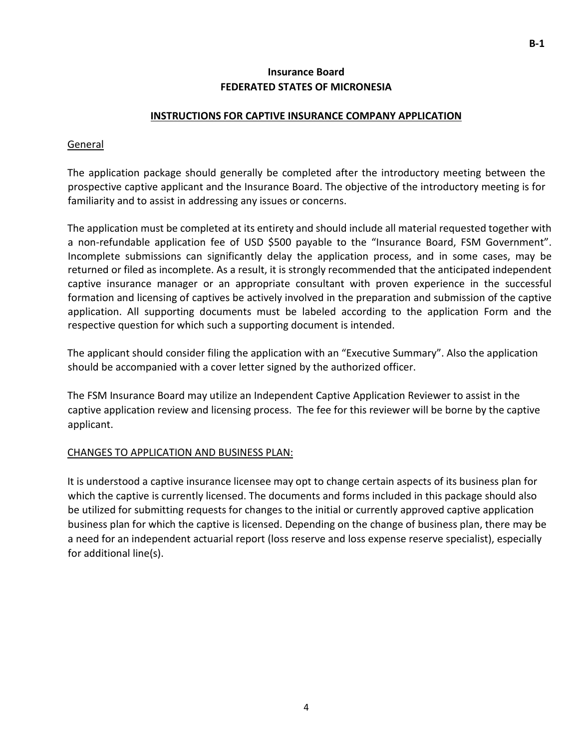B-1

**Insurance Board**
**FEDERATED STATES OF MICRONESIA**

## INSTRUCTIONS FOR CAPTIVE INSURANCE COMPANY APPLICATION

General

The application package should generally be completed after the introductory meeting between the prospective captive applicant and the Insurance Board. The objective of the introductory meeting is for familiarity and to assist in addressing any issues or concerns.

The application must be completed at its entirety and should include all material requested together with a non-refundable application fee of USD $500 payable to the "Insurance Board, FSM Government". Incomplete submissions can significantly delay the application process, and in some cases, may be returned or filed as incomplete. As a result, it is strongly recommended that the anticipated independent captive insurance manager or an appropriate consultant with proven experience in the successful formation and licensing of captives be actively involved in the preparation and submission of the captive application. All supporting documents must be labeled according to the application Form and the respective question for which such a supporting document is intended.

The applicant should consider filing the application with an "Executive Summary". Also the application should be accompanied with a cover letter signed by the authorized officer.

The FSM Insurance Board may utilize an Independent Captive Application Reviewer to assist in the captive application review and licensing process. The fee for this reviewer will be borne by the captive applicant.

CHANGES TO APPLICATION AND BUSINESS PLAN:

It is understood a captive insurance licensee may opt to change certain aspects of its business plan for which the captive is currently licensed. The documents and forms included in this package should also be utilized for submitting requests for changes to the initial or currently approved captive application business plan for which the captive is licensed. Depending on the change of business plan, there may be a need for an independent actuarial report (loss reserve and loss expense reserve specialist), especially for additional line(s).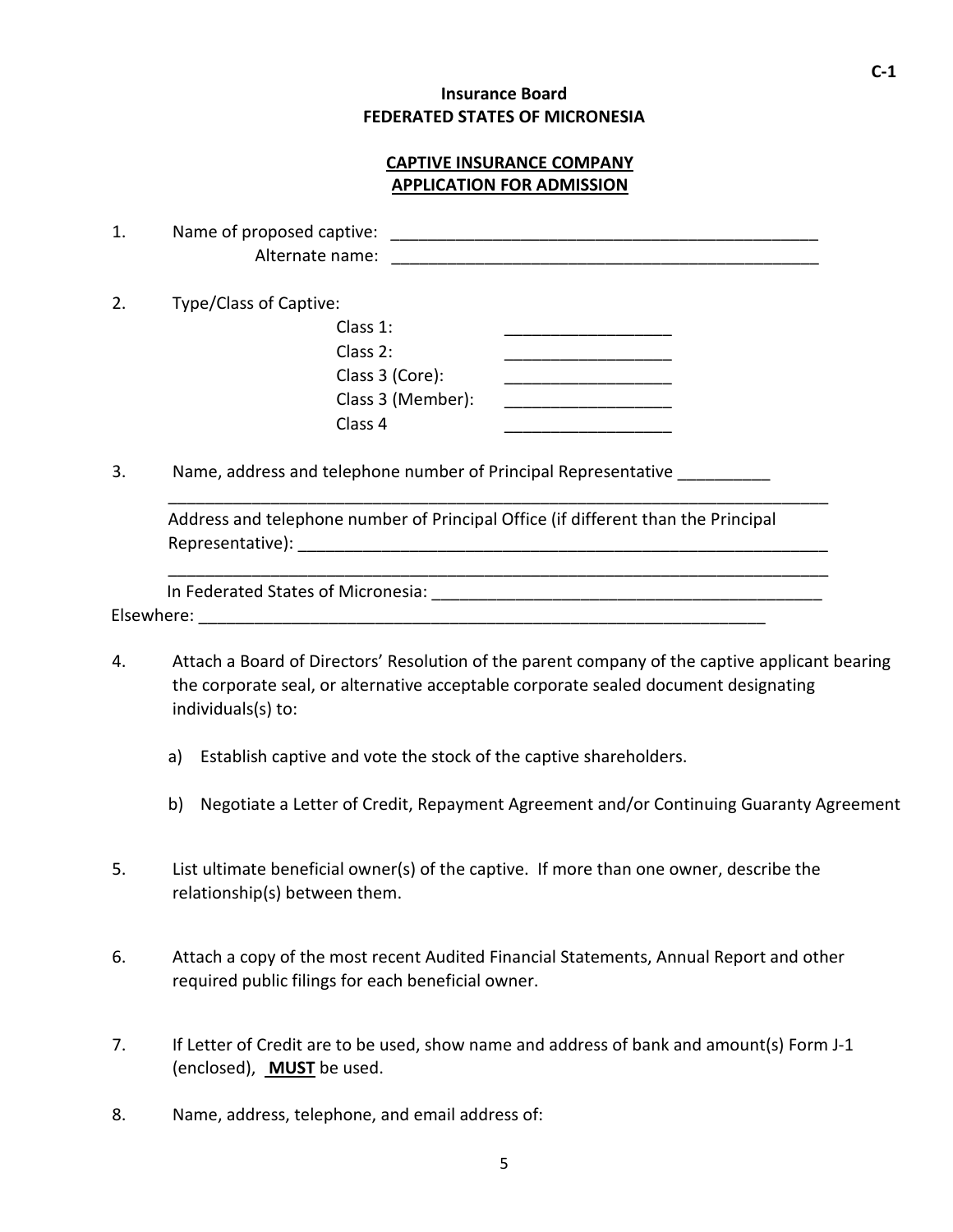C-1

**Insurance Board**
**FEDERATED STATES OF MICRONESIA**

**CAPTIVE INSURANCE COMPANY**
**APPLICATION FOR ADMISSION**

1. Name of proposed captive: _______________________________________________
   Alternate name: _______________________________________________

2. Type/Class of Captive:
   - Class 1: __________________
   - Class 2: __________________
   - Class 3 (Core): __________________
   - Class 3 (Member): __________________
   - Class 4 __________________

3. Name, address and telephone number of Principal Representative __________
   ___________________________________________________________________________
   Address and telephone number of Principal Office (if different than the Principal Representative): ___________________________________________________________
   ___________________________________________________________________________
   In Federated States of Micronesia: ___________________________________________
   Elsewhere: ______________________________________________________________

4. Attach a Board of Directors' Resolution of the parent company of the captive applicant bearing the corporate seal, or alternative acceptable corporate sealed document designating individuals(s) to:

   a) Establish captive and vote the stock of the captive shareholders.

   b) Negotiate a Letter of Credit, Repayment Agreement and/or Continuing Guaranty Agreement

5. List ultimate beneficial owner(s) of the captive. If more than one owner, describe the relationship(s) between them.

6. Attach a copy of the most recent Audited Financial Statements, Annual Report and other required public filings for each beneficial owner.

7. If Letter of Credit are to be used, show name and address of bank and amount(s) Form J-1 (enclosed), **<u>MUST</u>** be used.

8. Name, address, telephone, and email address of: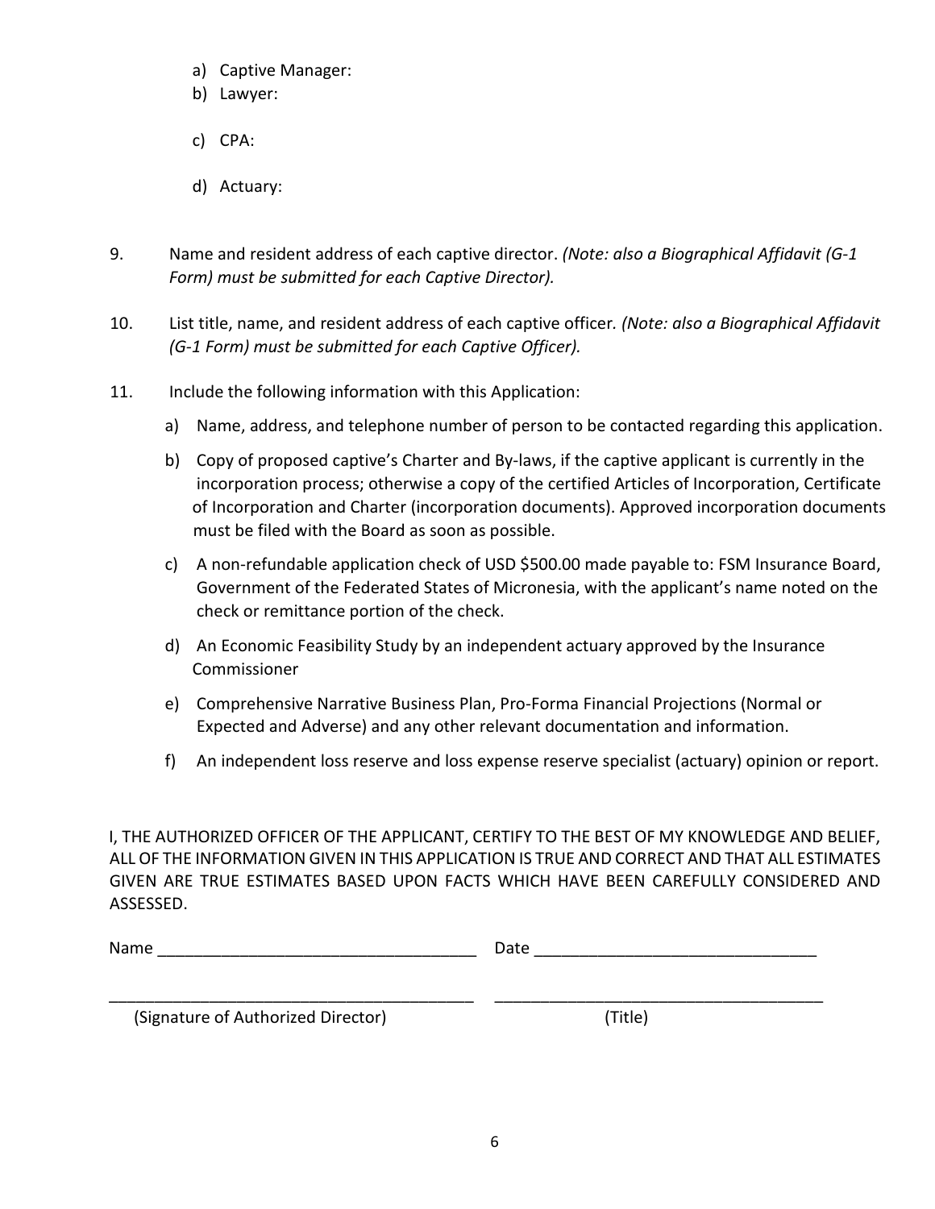a) Captive Manager:
b) Lawyer:

c) CPA:

d) Actuary:

9. Name and resident address of each captive director. *(Note: also a Biographical Affidavit (G-1 Form) must be submitted for each Captive Director).*

10. List title, name, and resident address of each captive officer. *(Note: also a Biographical Affidavit (G-1 Form) must be submitted for each Captive Officer).*

11. Include the following information with this Application:

    a) Name, address, and telephone number of person to be contacted regarding this application.

    b) Copy of proposed captive's Charter and By-laws, if the captive applicant is currently in the incorporation process; otherwise a copy of the certified Articles of Incorporation, Certificate of Incorporation and Charter (incorporation documents). Approved incorporation documents must be filed with the Board as soon as possible.

    c) A non-refundable application check of USD $500.00 made payable to: FSM Insurance Board, Government of the Federated States of Micronesia, with the applicant's name noted on the check or remittance portion of the check.

    d) An Economic Feasibility Study by an independent actuary approved by the Insurance Commissioner

    e) Comprehensive Narrative Business Plan, Pro-Forma Financial Projections (Normal or Expected and Adverse) and any other relevant documentation and information.

    f) An independent loss reserve and loss expense reserve specialist (actuary) opinion or report.

I, THE AUTHORIZED OFFICER OF THE APPLICANT, CERTIFY TO THE BEST OF MY KNOWLEDGE AND BELIEF, ALL OF THE INFORMATION GIVEN IN THIS APPLICATION IS TRUE AND CORRECT AND THAT ALL ESTIMATES GIVEN ARE TRUE ESTIMATES BASED UPON FACTS WHICH HAVE BEEN CAREFULLY CONSIDERED AND ASSESSED.

Name ___________________________________ Date ______________________________

_________________________________________ ____________________________________

(Signature of Authorized Director) (Title)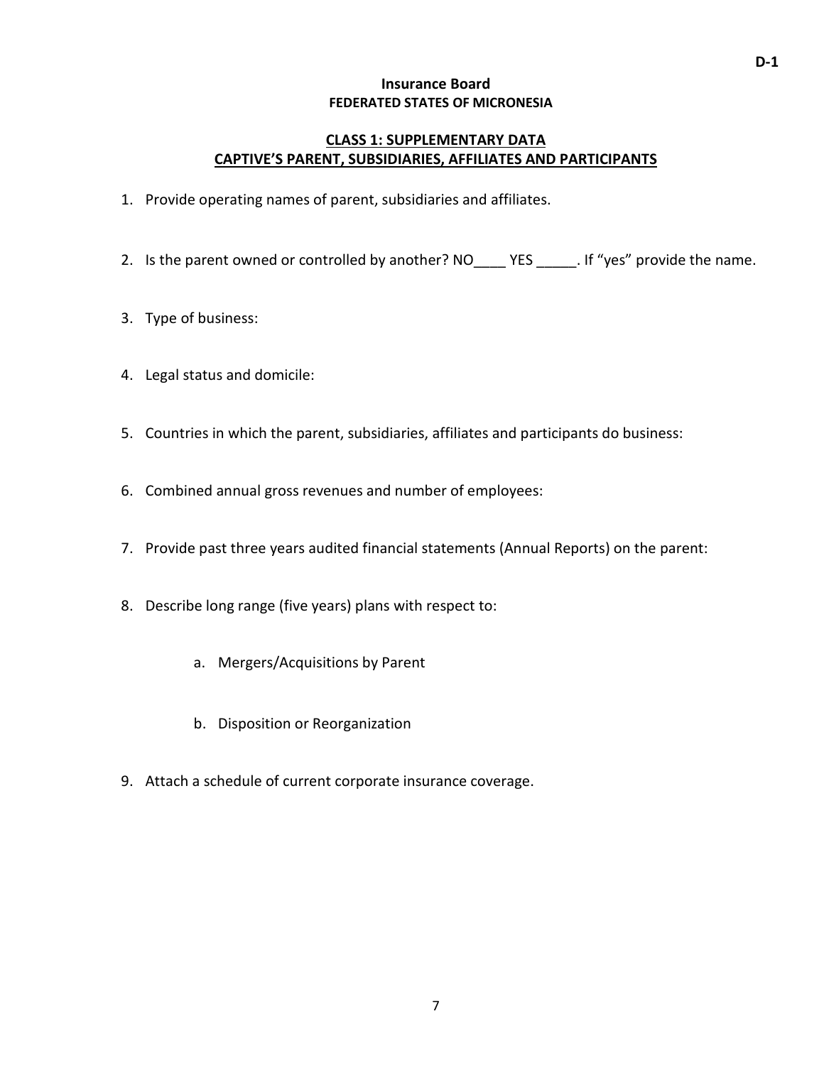D-1

**Insurance Board**
**FEDERATED STATES OF MICRONESIA**

## CLASS 1: SUPPLEMENTARY DATA
## CAPTIVE'S PARENT, SUBSIDIARIES, AFFILIATES AND PARTICIPANTS

1. Provide operating names of parent, subsidiaries and affiliates.

2. Is the parent owned or controlled by another? NO____ YES _____. If "yes" provide the name.

3. Type of business:

4. Legal status and domicile:

5. Countries in which the parent, subsidiaries, affiliates and participants do business:

6. Combined annual gross revenues and number of employees:

7. Provide past three years audited financial statements (Annual Reports) on the parent:

8. Describe long range (five years) plans with respect to:

    a. Mergers/Acquisitions by Parent

    b. Disposition or Reorganization

9. Attach a schedule of current corporate insurance coverage.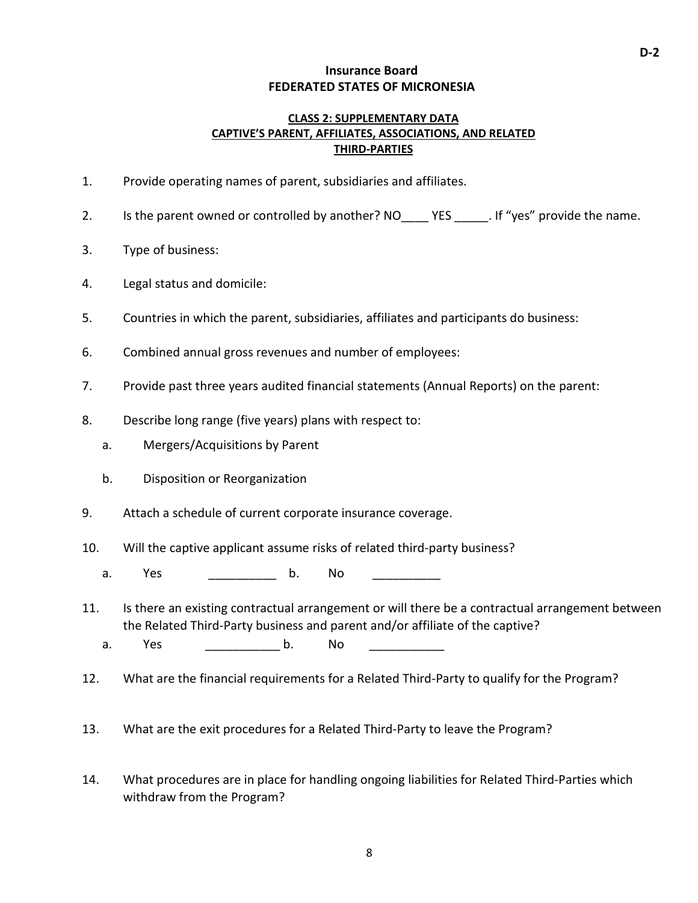D-2

**Insurance Board**
**FEDERATED STATES OF MICRONESIA**

**CLASS 2: SUPPLEMENTARY DATA**
**CAPTIVE'S PARENT, AFFILIATES, ASSOCIATIONS, AND RELATED THIRD-PARTIES**

1. Provide operating names of parent, subsidiaries and affiliates.

2. Is the parent owned or controlled by another? NO____ YES _____. If "yes" provide the name.

3. Type of business:

4. Legal status and domicile:

5. Countries in which the parent, subsidiaries, affiliates and participants do business:

6. Combined annual gross revenues and number of employees:

7. Provide past three years audited financial statements (Annual Reports) on the parent:

8. Describe long range (five years) plans with respect to:
   a. Mergers/Acquisitions by Parent
   b. Disposition or Reorganization

9. Attach a schedule of current corporate insurance coverage.

10. Will the captive applicant assume risks of related third-party business?
    a. Yes __________ b. No __________

11. Is there an existing contractual arrangement or will there be a contractual arrangement between the Related Third-Party business and parent and/or affiliate of the captive?
    a. Yes ___________ b. No ___________

12. What are the financial requirements for a Related Third-Party to qualify for the Program?

13. What are the exit procedures for a Related Third-Party to leave the Program?

14. What procedures are in place for handling ongoing liabilities for Related Third-Parties which withdraw from the Program?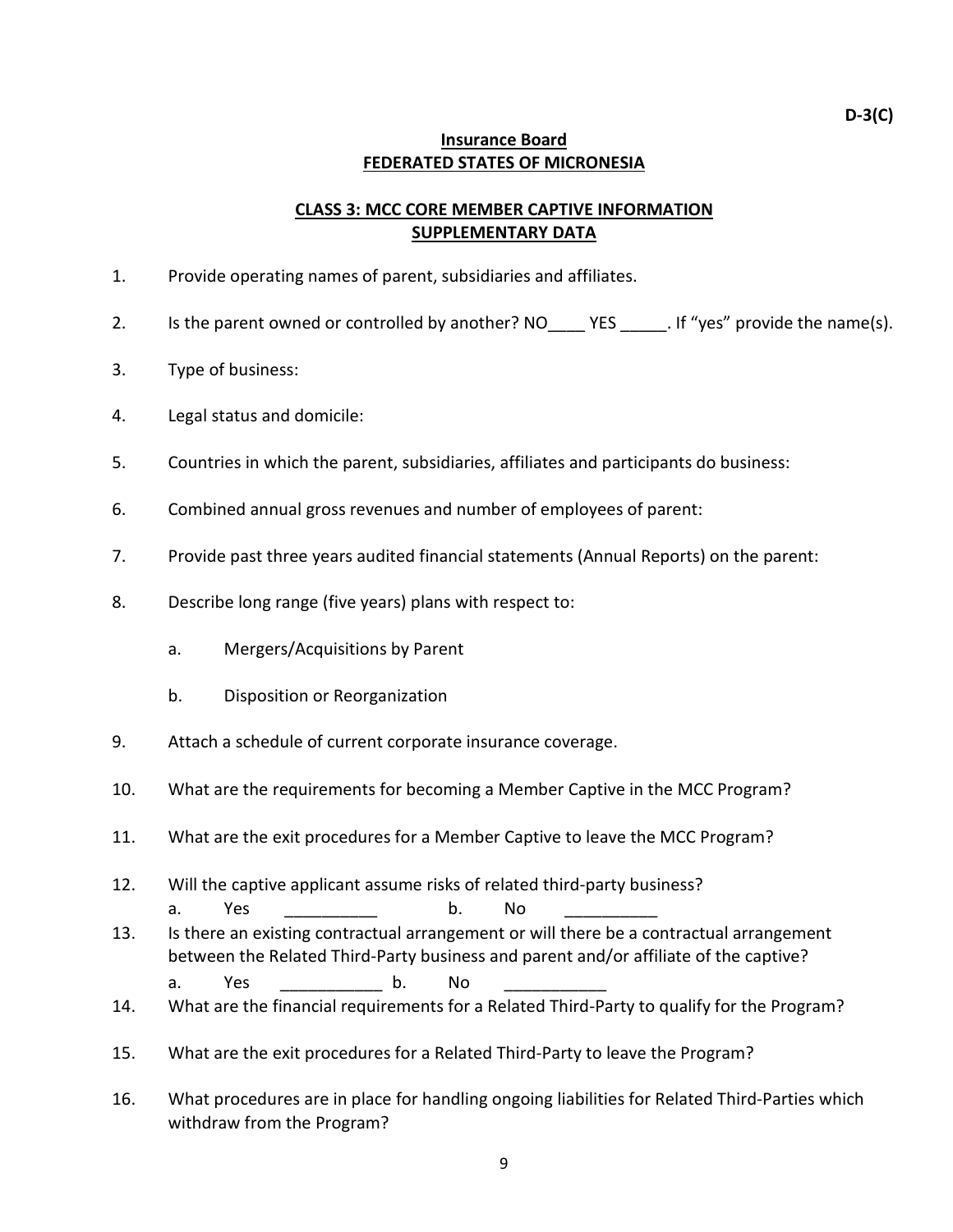**D-3(C)**

**Insurance Board**
**FEDERATED STATES OF MICRONESIA**

**CLASS 3: MCC CORE MEMBER CAPTIVE INFORMATION**
**SUPPLEMENTARY DATA**

1. Provide operating names of parent, subsidiaries and affiliates.

2. Is the parent owned or controlled by another? NO____ YES _____. If "yes" provide the name(s).

3. Type of business:

4. Legal status and domicile:

5. Countries in which the parent, subsidiaries, affiliates and participants do business:

6. Combined annual gross revenues and number of employees of parent:

7. Provide past three years audited financial statements (Annual Reports) on the parent:

8. Describe long range (five years) plans with respect to:

   a. Mergers/Acquisitions by Parent

   b. Disposition or Reorganization

9. Attach a schedule of current corporate insurance coverage.

10. What are the requirements for becoming a Member Captive in the MCC Program?

11. What are the exit procedures for a Member Captive to leave the MCC Program?

12. Will the captive applicant assume risks of related third-party business?
    a. Yes __________ b. No __________

13. Is there an existing contractual arrangement or will there be a contractual arrangement between the Related Third-Party business and parent and/or affiliate of the captive?
    a. Yes ___________ b. No ___________

14. What are the financial requirements for a Related Third-Party to qualify for the Program?

15. What are the exit procedures for a Related Third-Party to leave the Program?

16. What procedures are in place for handling ongoing liabilities for Related Third-Parties which withdraw from the Program?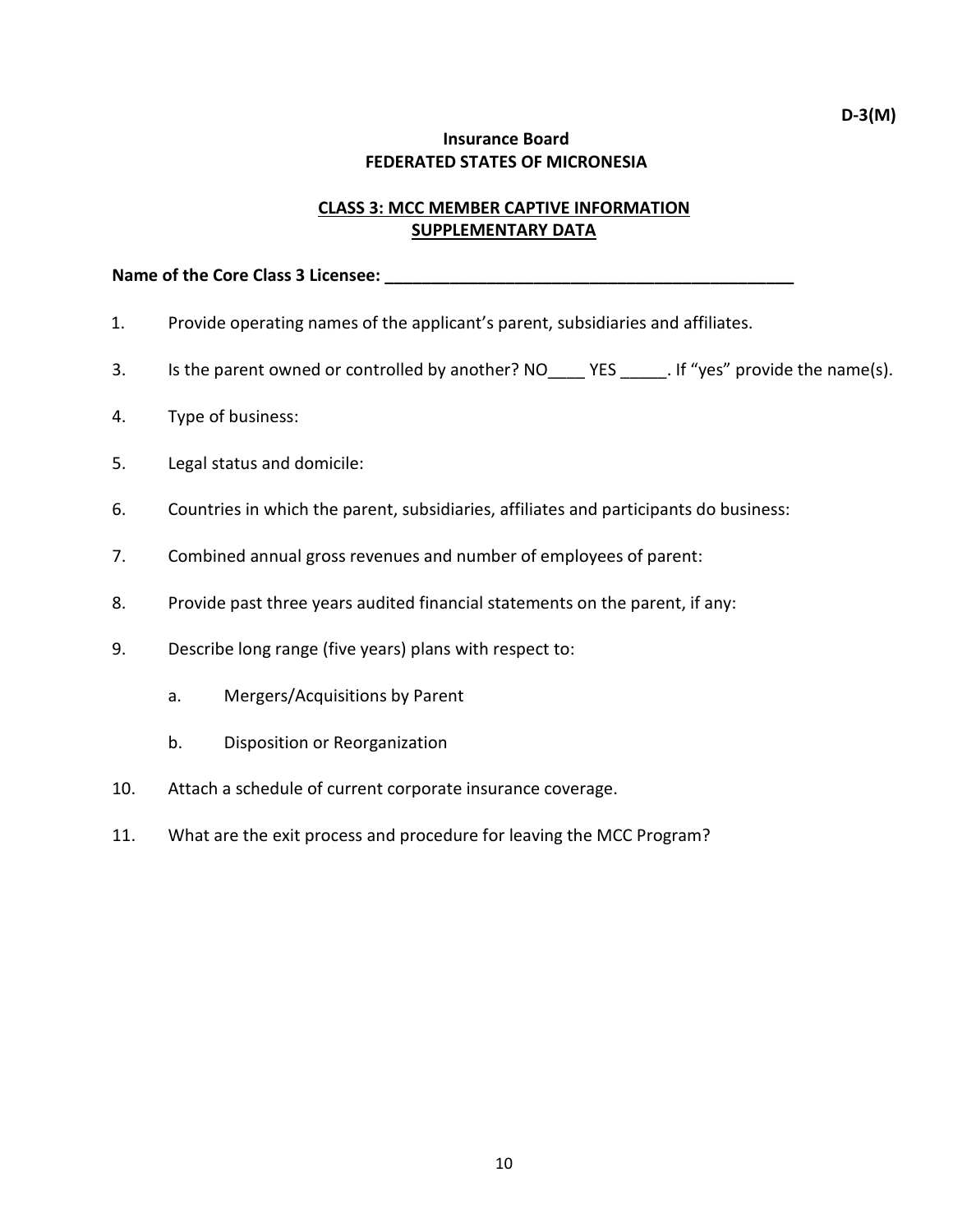**D-3(M)**

**Insurance Board**
**FEDERATED STATES OF MICRONESIA**

**CLASS 3: MCC MEMBER CAPTIVE INFORMATION**
**SUPPLEMENTARY DATA**

**Name of the Core Class 3 Licensee: _____________________________________________**

1. Provide operating names of the applicant's parent, subsidiaries and affiliates.

3. Is the parent owned or controlled by another? NO____ YES _____. If "yes" provide the name(s).

4. Type of business:

5. Legal status and domicile:

6. Countries in which the parent, subsidiaries, affiliates and participants do business:

7. Combined annual gross revenues and number of employees of parent:

8. Provide past three years audited financial statements on the parent, if any:

9. Describe long range (five years) plans with respect to:

    a. Mergers/Acquisitions by Parent

    b. Disposition or Reorganization

10. Attach a schedule of current corporate insurance coverage.

11. What are the exit process and procedure for leaving the MCC Program?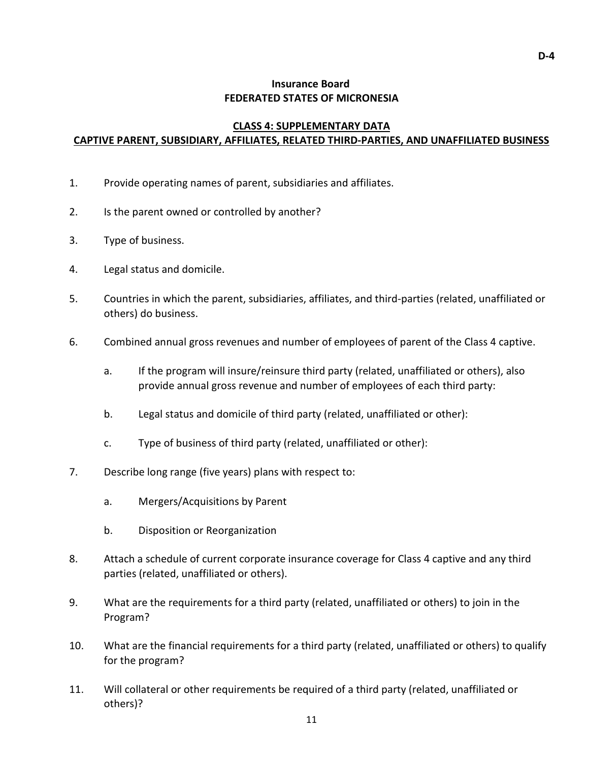D-4

**Insurance Board**
**FEDERATED STATES OF MICRONESIA**

## CLASS 4: SUPPLEMENTARY DATA
## CAPTIVE PARENT, SUBSIDIARY, AFFILIATES, RELATED THIRD-PARTIES, AND UNAFFILIATED BUSINESS

1. Provide operating names of parent, subsidiaries and affiliates.

2. Is the parent owned or controlled by another?

3. Type of business.

4. Legal status and domicile.

5. Countries in which the parent, subsidiaries, affiliates, and third-parties (related, unaffiliated or others) do business.

6. Combined annual gross revenues and number of employees of parent of the Class 4 captive.

   a. If the program will insure/reinsure third party (related, unaffiliated or others), also provide annual gross revenue and number of employees of each third party:

   b. Legal status and domicile of third party (related, unaffiliated or other):

   c. Type of business of third party (related, unaffiliated or other):

7. Describe long range (five years) plans with respect to:

   a. Mergers/Acquisitions by Parent

   b. Disposition or Reorganization

8. Attach a schedule of current corporate insurance coverage for Class 4 captive and any third parties (related, unaffiliated or others).

9. What are the requirements for a third party (related, unaffiliated or others) to join in the Program?

10. What are the financial requirements for a third party (related, unaffiliated or others) to qualify for the program?

11. Will collateral or other requirements be required of a third party (related, unaffiliated or others)?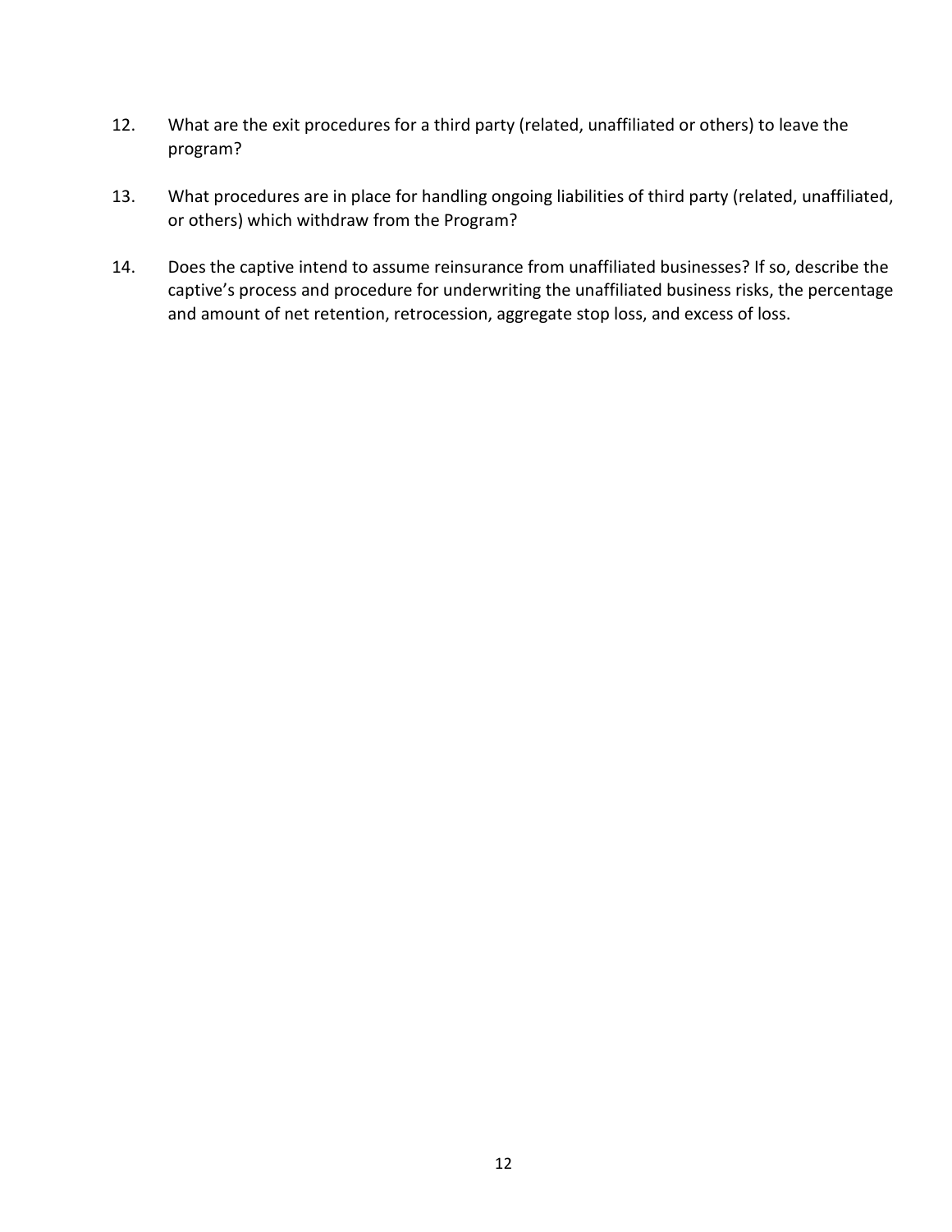12. What are the exit procedures for a third party (related, unaffiliated or others) to leave the program?

13. What procedures are in place for handling ongoing liabilities of third party (related, unaffiliated, or others) which withdraw from the Program?

14. Does the captive intend to assume reinsurance from unaffiliated businesses? If so, describe the captive's process and procedure for underwriting the unaffiliated business risks, the percentage and amount of net retention, retrocession, aggregate stop loss, and excess of loss.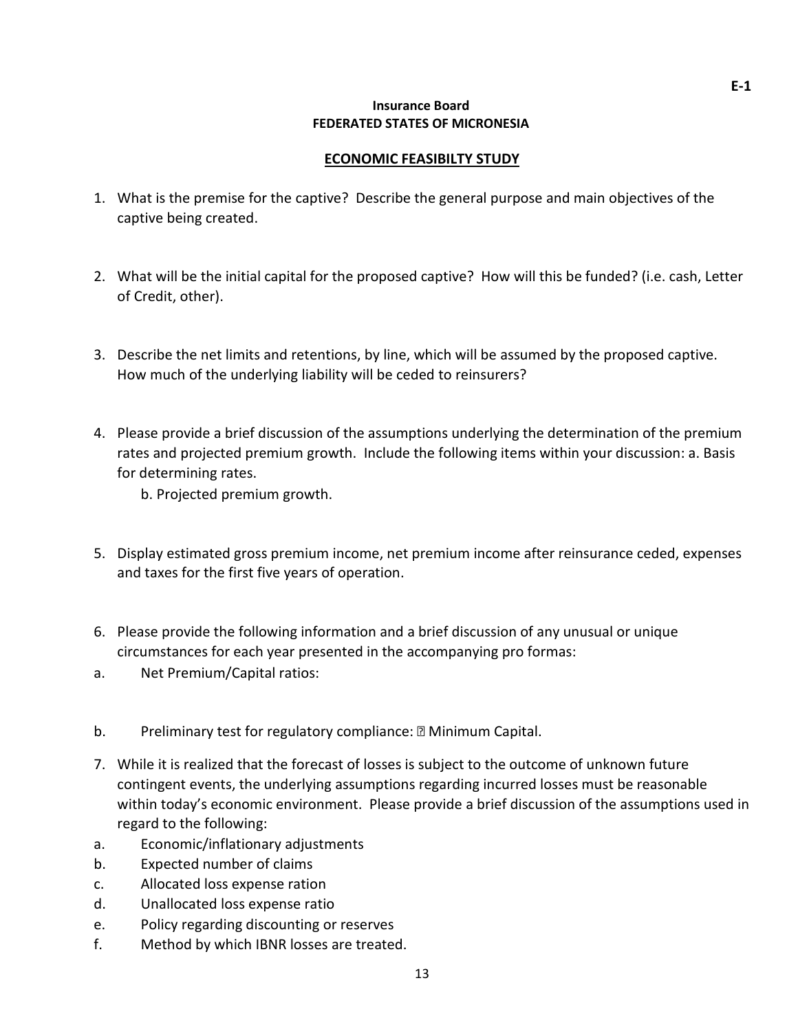E-1

**Insurance Board**
**FEDERATED STATES OF MICRONESIA**

## ECONOMIC FEASIBILTY STUDY

1. What is the premise for the captive? Describe the general purpose and main objectives of the captive being created.

2. What will be the initial capital for the proposed captive? How will this be funded? (i.e. cash, Letter of Credit, other).

3. Describe the net limits and retentions, by line, which will be assumed by the proposed captive. How much of the underlying liability will be ceded to reinsurers?

4. Please provide a brief discussion of the assumptions underlying the determination of the premium rates and projected premium growth. Include the following items within your discussion: a. Basis for determining rates.
   b. Projected premium growth.

5. Display estimated gross premium income, net premium income after reinsurance ceded, expenses and taxes for the first five years of operation.

6. Please provide the following information and a brief discussion of any unusual or unique circumstances for each year presented in the accompanying pro formas:

a. Net Premium/Capital ratios:

b. Preliminary test for regulatory compliance:  Minimum Capital.

7. While it is realized that the forecast of losses is subject to the outcome of unknown future contingent events, the underlying assumptions regarding incurred losses must be reasonable within today's economic environment. Please provide a brief discussion of the assumptions used in regard to the following:

a. Economic/inflationary adjustments
b. Expected number of claims
c. Allocated loss expense ration
d. Unallocated loss expense ratio
e. Policy regarding discounting or reserves
f. Method by which IBNR losses are treated.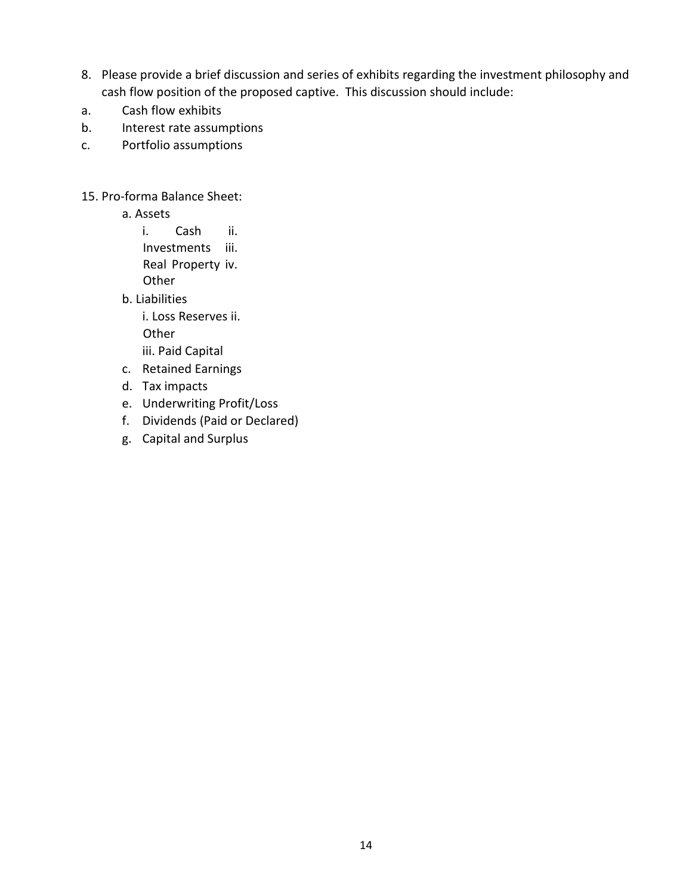8. Please provide a brief discussion and series of exhibits regarding the investment philosophy and cash flow position of the proposed captive. This discussion should include:

a. Cash flow exhibits

b. Interest rate assumptions

c. Portfolio assumptions

15. Pro-forma Balance Sheet:

   a. Assets
      - i. Cash
      - ii. Investments
      - iii. Real Property
      - iv. Other

   b. Liabilities
      - i. Loss Reserves
      - ii. Other
      - iii. Paid Capital

   c. Retained Earnings

   d. Tax impacts

   e. Underwriting Profit/Loss

   f. Dividends (Paid or Declared)

   g. Capital and Surplus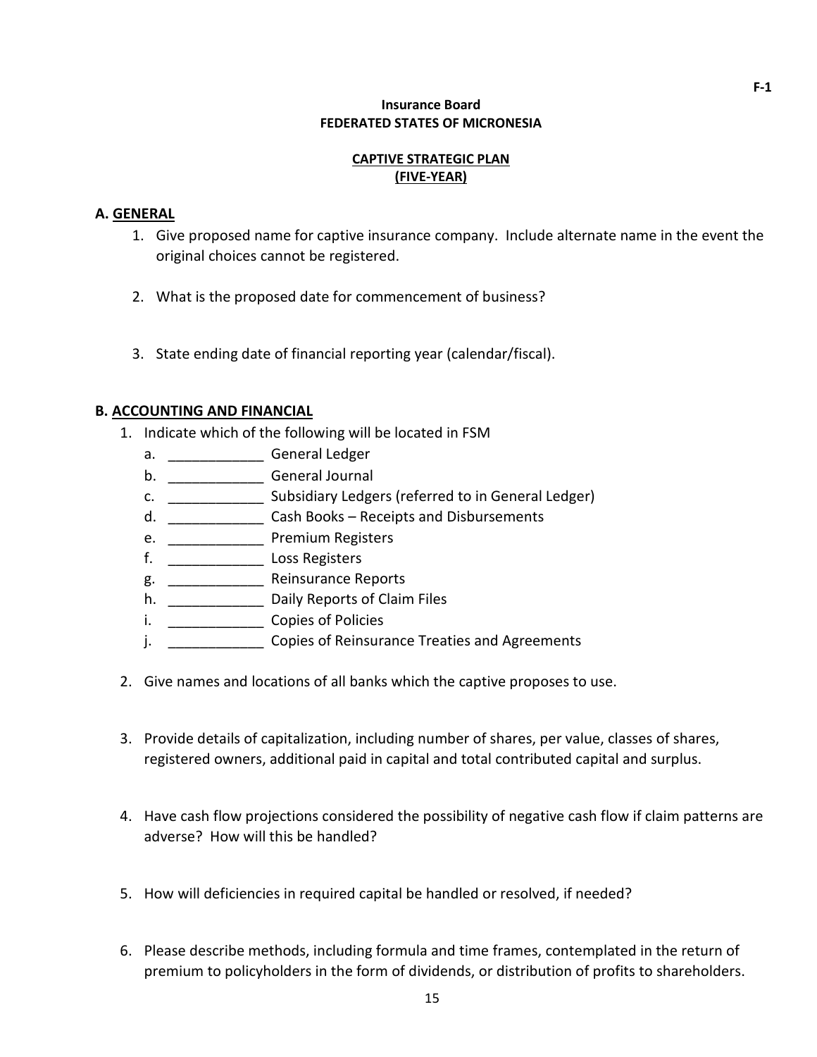F-1

**Insurance Board**
**FEDERATED STATES OF MICRONESIA**

**CAPTIVE STRATEGIC PLAN**
**(FIVE-YEAR)**

## A. GENERAL

1. Give proposed name for captive insurance company. Include alternate name in the event the original choices cannot be registered.

2. What is the proposed date for commencement of business?

3. State ending date of financial reporting year (calendar/fiscal).

## B. ACCOUNTING AND FINANCIAL

1. Indicate which of the following will be located in FSM
   a. ____________ General Ledger
   b. ____________ General Journal
   c. ____________ Subsidiary Ledgers (referred to in General Ledger)
   d. ____________ Cash Books – Receipts and Disbursements
   e. ____________ Premium Registers
   f. ____________ Loss Registers
   g. ____________ Reinsurance Reports
   h. ____________ Daily Reports of Claim Files
   i. ____________ Copies of Policies
   j. ____________ Copies of Reinsurance Treaties and Agreements

2. Give names and locations of all banks which the captive proposes to use.

3. Provide details of capitalization, including number of shares, per value, classes of shares, registered owners, additional paid in capital and total contributed capital and surplus.

4. Have cash flow projections considered the possibility of negative cash flow if claim patterns are adverse? How will this be handled?

5. How will deficiencies in required capital be handled or resolved, if needed?

6. Please describe methods, including formula and time frames, contemplated in the return of premium to policyholders in the form of dividends, or distribution of profits to shareholders.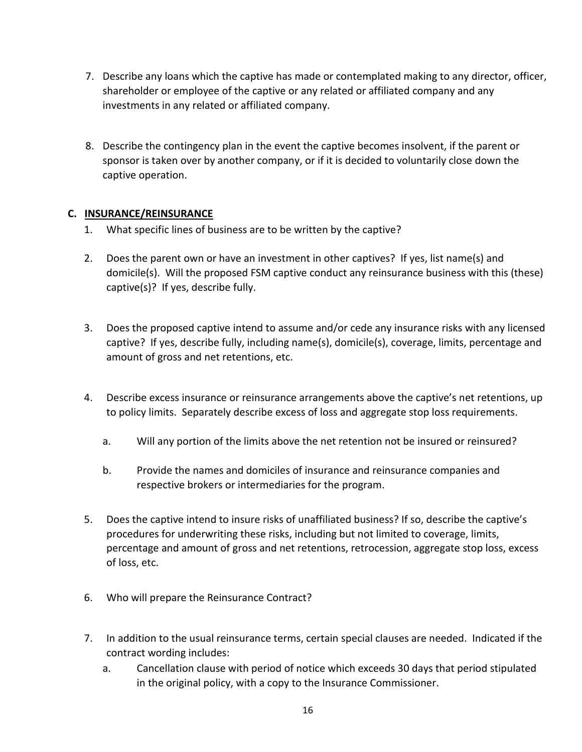7. Describe any loans which the captive has made or contemplated making to any director, officer, shareholder or employee of the captive or any related or affiliated company and any investments in any related or affiliated company.

8. Describe the contingency plan in the event the captive becomes insolvent, if the parent or sponsor is taken over by another company, or if it is decided to voluntarily close down the captive operation.

**C. <u>INSURANCE/REINSURANCE</u>**

1. What specific lines of business are to be written by the captive?

2. Does the parent own or have an investment in other captives? If yes, list name(s) and domicile(s). Will the proposed FSM captive conduct any reinsurance business with this (these) captive(s)? If yes, describe fully.

3. Does the proposed captive intend to assume and/or cede any insurance risks with any licensed captive? If yes, describe fully, including name(s), domicile(s), coverage, limits, percentage and amount of gross and net retentions, etc.

4. Describe excess insurance or reinsurance arrangements above the captive's net retentions, up to policy limits. Separately describe excess of loss and aggregate stop loss requirements.

   a. Will any portion of the limits above the net retention not be insured or reinsured?

   b. Provide the names and domiciles of insurance and reinsurance companies and respective brokers or intermediaries for the program.

5. Does the captive intend to insure risks of unaffiliated business? If so, describe the captive's procedures for underwriting these risks, including but not limited to coverage, limits, percentage and amount of gross and net retentions, retrocession, aggregate stop loss, excess of loss, etc.

6. Who will prepare the Reinsurance Contract?

7. In addition to the usual reinsurance terms, certain special clauses are needed. Indicated if the contract wording includes:

   a. Cancellation clause with period of notice which exceeds 30 days that period stipulated in the original policy, with a copy to the Insurance Commissioner.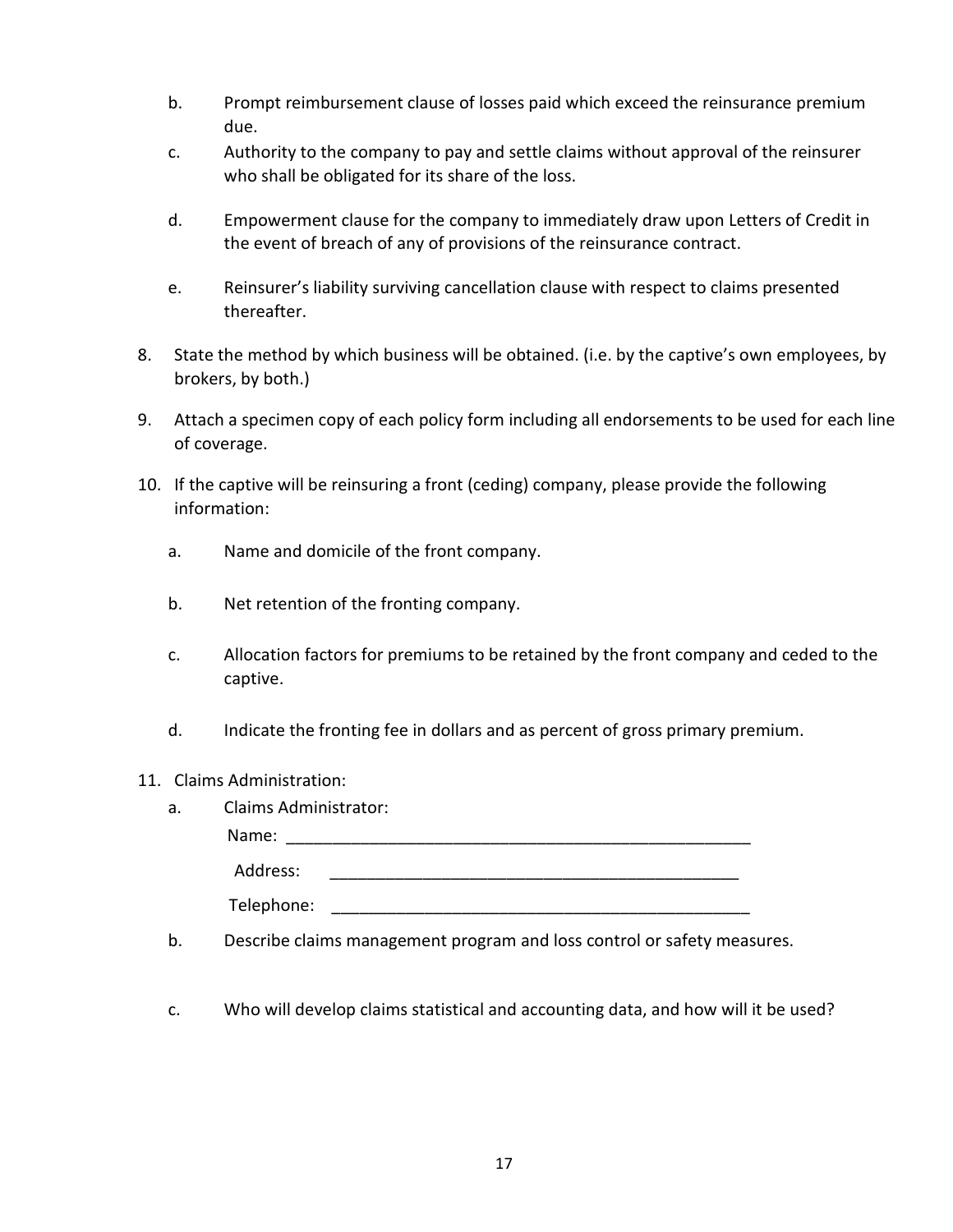b. Prompt reimbursement clause of losses paid which exceed the reinsurance premium due.

c. Authority to the company to pay and settle claims without approval of the reinsurer who shall be obligated for its share of the loss.

d. Empowerment clause for the company to immediately draw upon Letters of Credit in the event of breach of any of provisions of the reinsurance contract.

e. Reinsurer's liability surviving cancellation clause with respect to claims presented thereafter.

8. State the method by which business will be obtained. (i.e. by the captive's own employees, by brokers, by both.)

9. Attach a specimen copy of each policy form including all endorsements to be used for each line of coverage.

10. If the captive will be reinsuring a front (ceding) company, please provide the following information:

    a. Name and domicile of the front company.

    b. Net retention of the fronting company.

    c. Allocation factors for premiums to be retained by the front company and ceded to the captive.

    d. Indicate the fronting fee in dollars and as percent of gross primary premium.

11. Claims Administration:

    a. Claims Administrator:

       Name: _____________________________________________________

       Address: ______________________________________________

       Telephone: _______________________________________________

    b. Describe claims management program and loss control or safety measures.

    c. Who will develop claims statistical and accounting data, and how will it be used?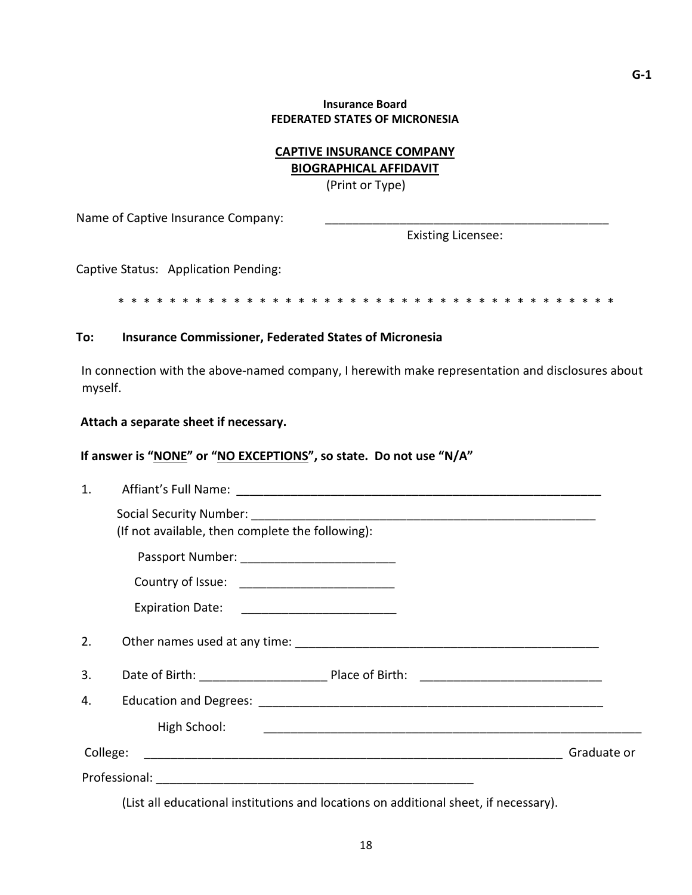G-1

**Insurance Board**
**FEDERATED STATES OF MICRONESIA**

**<u>CAPTIVE INSURANCE COMPANY</u>**
**<u>BIOGRAPHICAL AFFIDAVIT</u>**
(Print or Type)

Name of Captive Insurance Company: ___________________________________________
Existing Licensee:

Captive Status: Application Pending:

* * * * * * * * * * * * * * * * * * * * * * * * * * * * * * * * * * * * * * * * * * * *

**To: Insurance Commissioner, Federated States of Micronesia**

In connection with the above-named company, I herewith make representation and disclosures about myself.

**Attach a separate sheet if necessary.**

**If answer is "<u>NONE</u>" or "<u>NO EXCEPTIONS</u>", so state. Do not use "N/A"**

1. Affiant's Full Name: _______________________________________________________

   Social Security Number: ___________________________________________________
   (If not available, then complete the following):

   Passport Number: ______________________

   Country of Issue: ______________________

   Expiration Date: ______________________

2. Other names used at any time: ____________________________________________

3. Date of Birth: __________________ Place of Birth: __________________________

4. Education and Degrees: __________________________________________________

   High School: ________________________________________________________

College: _____________________________________________________________ Graduate or Professional: _____________________________________________

(List all educational institutions and locations on additional sheet, if necessary).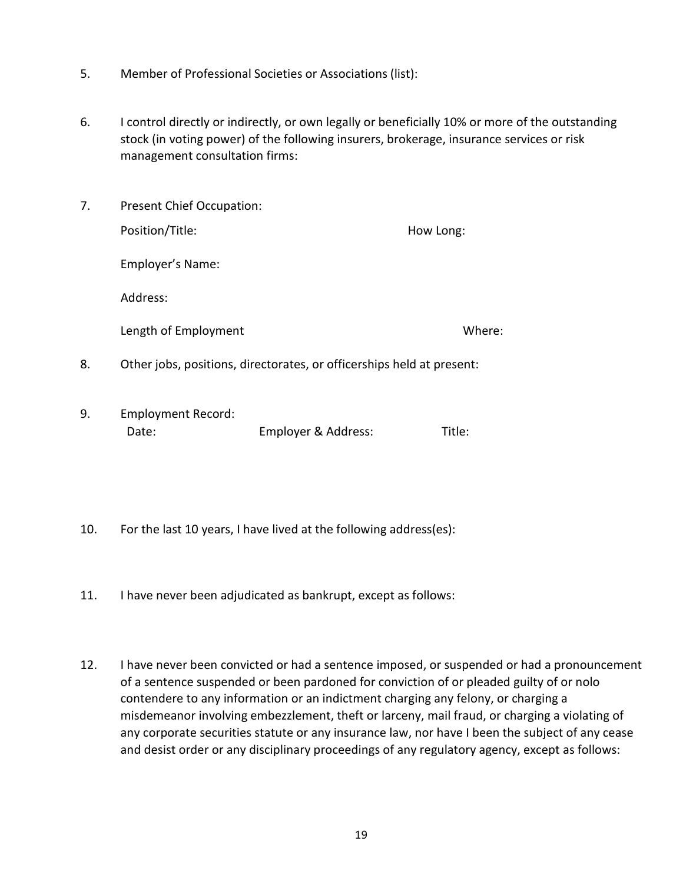5. Member of Professional Societies or Associations (list):

6. I control directly or indirectly, or own legally or beneficially 10% or more of the outstanding stock (in voting power) of the following insurers, brokerage, insurance services or risk management consultation firms:

7. Present Chief Occupation:

   Position/Title: How Long:

   Employer's Name:

   Address:

   Length of Employment Where:

8. Other jobs, positions, directorates, or officerships held at present:

9. Employment Record:

   Date: Employer & Address: Title:

10. For the last 10 years, I have lived at the following address(es):

11. I have never been adjudicated as bankrupt, except as follows:

12. I have never been convicted or had a sentence imposed, or suspended or had a pronouncement of a sentence suspended or been pardoned for conviction of or pleaded guilty of or nolo contendere to any information or an indictment charging any felony, or charging a misdemeanor involving embezzlement, theft or larceny, mail fraud, or charging a violating of any corporate securities statute or any insurance law, nor have I been the subject of any cease and desist order or any disciplinary proceedings of any regulatory agency, except as follows: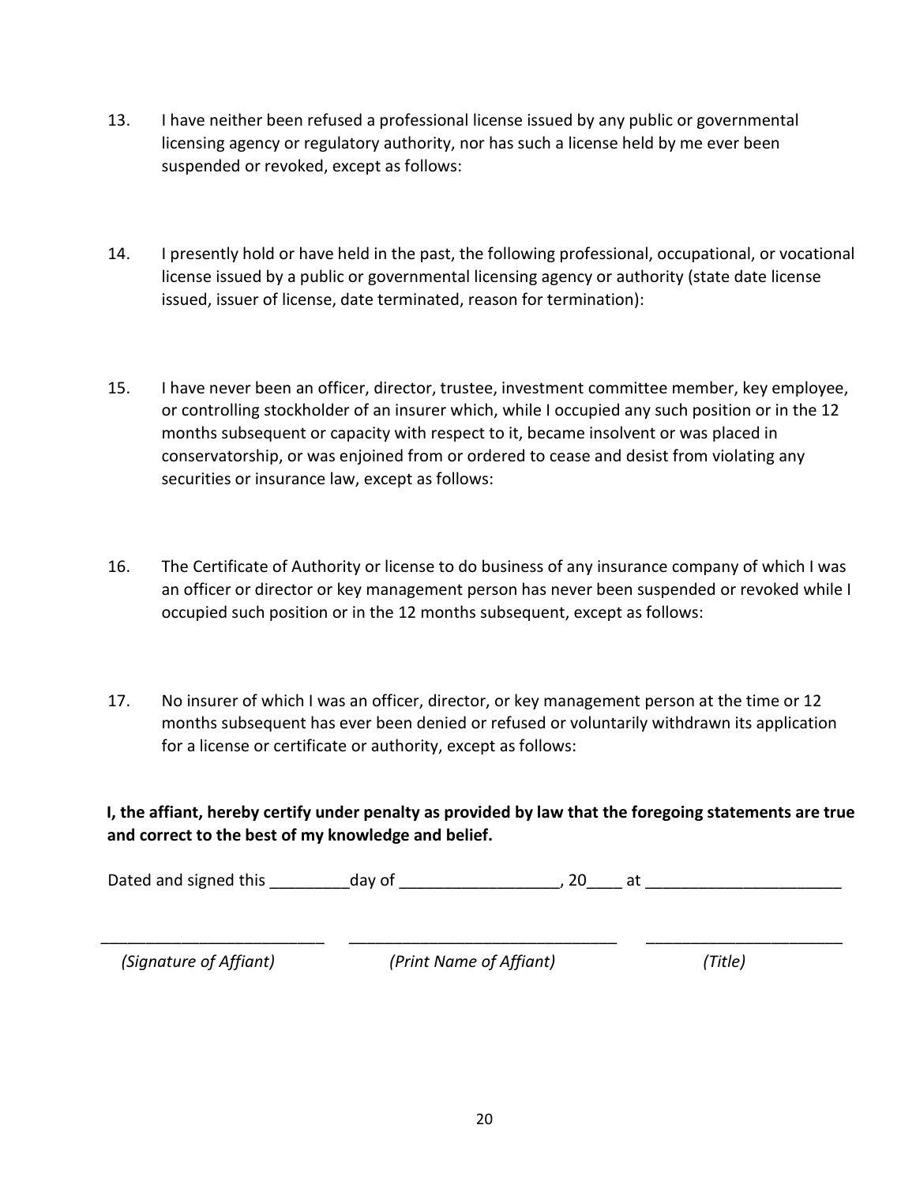13. I have neither been refused a professional license issued by any public or governmental licensing agency or regulatory authority, nor has such a license held by me ever been suspended or revoked, except as follows:

14. I presently hold or have held in the past, the following professional, occupational, or vocational license issued by a public or governmental licensing agency or authority (state date license issued, issuer of license, date terminated, reason for termination):

15. I have never been an officer, director, trustee, investment committee member, key employee, or controlling stockholder of an insurer which, while I occupied any such position or in the 12 months subsequent or capacity with respect to it, became insolvent or was placed in conservatorship, or was enjoined from or ordered to cease and desist from violating any securities or insurance law, except as follows:

16. The Certificate of Authority or license to do business of any insurance company of which I was an officer or director or key management person has never been suspended or revoked while I occupied such position or in the 12 months subsequent, except as follows:

17. No insurer of which I was an officer, director, or key management person at the time or 12 months subsequent has ever been denied or refused or voluntarily withdrawn its application for a license or certificate or authority, except as follows:

**I, the affiant, hereby certify under penalty as provided by law that the foregoing statements are true and correct to the best of my knowledge and belief.**

Dated and signed this _________day of __________________, 20____ at ______________________

_________________________ _______________________________ ______________________

*(Signature of Affiant)* *(Print Name of Affiant)* *(Title)*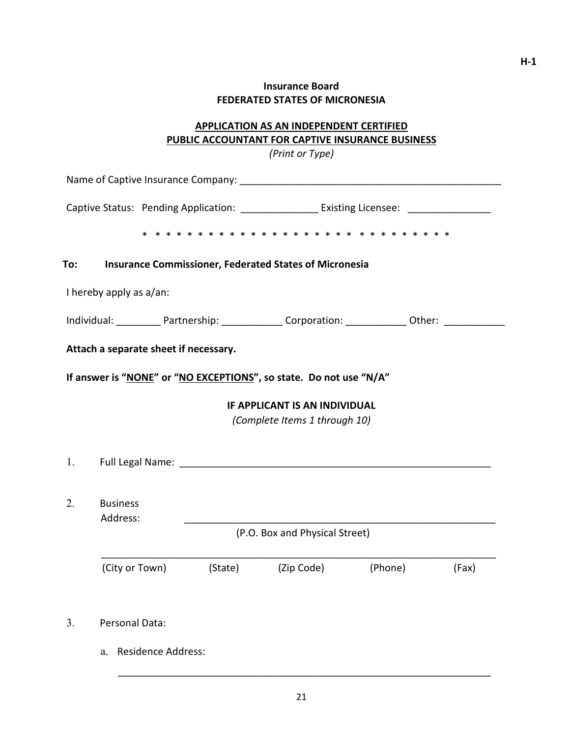H-1

**Insurance Board**
**FEDERATED STATES OF MICRONESIA**

**APPLICATION AS AN INDEPENDENT CERTIFIED PUBLIC ACCOUNTANT FOR CAPTIVE INSURANCE BUSINESS**

*(Print or Type)*

Name of Captive Insurance Company: ________________________________________________

Captive Status: Pending Application: ______________ Existing Licensee: _______________

* * * * * * * * * * * * * * * * * * * * * * * * * * * * * * *

**To: Insurance Commissioner, Federated States of Micronesia**

I hereby apply as a/an:

Individual: ________ Partnership: ___________ Corporation: ___________ Other: ___________

**Attach a separate sheet if necessary.**

**If answer is "NONE" or "NO EXCEPTIONS", so state. Do not use "N/A"**

**IF APPLICANT IS AN INDIVIDUAL**

*(Complete Items 1 through 10)*

1. Full Legal Name: ___________________________________________________________

2. Business Address: ___________________________________________________________
   (P.O. Box and Physical Street)

   ___________________________________________________________________________
   (City or Town) (State) (Zip Code) (Phone) (Fax)

3. Personal Data:

   a. Residence Address:

   ___________________________________________________________________________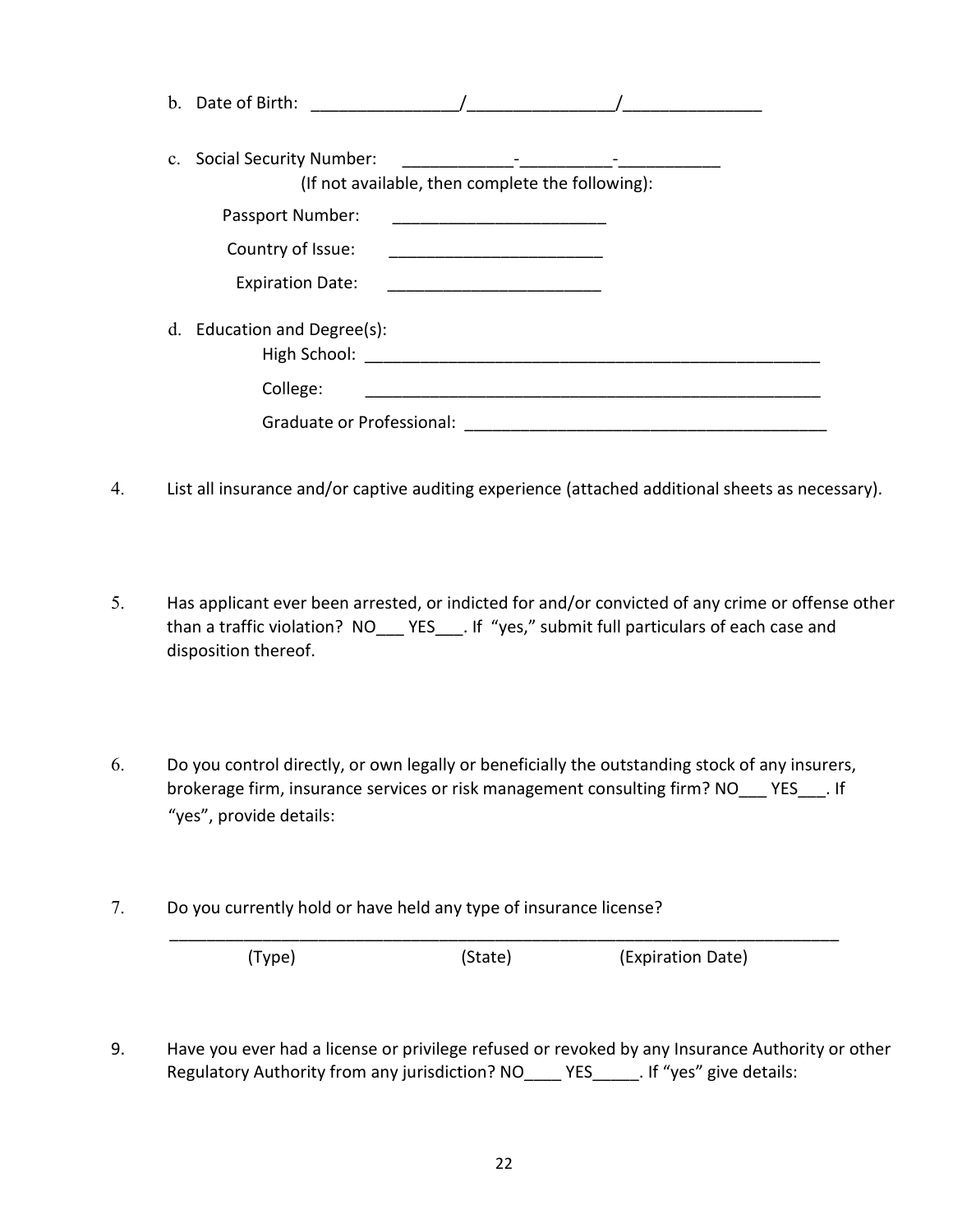b. Date of Birth: ________________/________________/_______________

c. Social Security Number: ____________-__________-___________
(If not available, then complete the following):

Passport Number: _______________________

Country of Issue: _______________________

Expiration Date: _______________________

d. Education and Degree(s):

High School: ___________________________________________________

College: ___________________________________________________

Graduate or Professional: ________________________________________

4. List all insurance and/or captive auditing experience (attached additional sheets as necessary).

5. Has applicant ever been arrested, or indicted for and/or convicted of any crime or offense other than a traffic violation? NO___ YES___. If "yes," submit full particulars of each case and disposition thereof.

6. Do you control directly, or own legally or beneficially the outstanding stock of any insurers, brokerage firm, insurance services or risk management consulting firm? NO___ YES___. If "yes", provide details:

7. Do you currently hold or have held any type of insurance license?

___________________________________________________________________________

(Type) (State) (Expiration Date)

9. Have you ever had a license or privilege refused or revoked by any Insurance Authority or other Regulatory Authority from any jurisdiction? NO____ YES_____. If "yes" give details: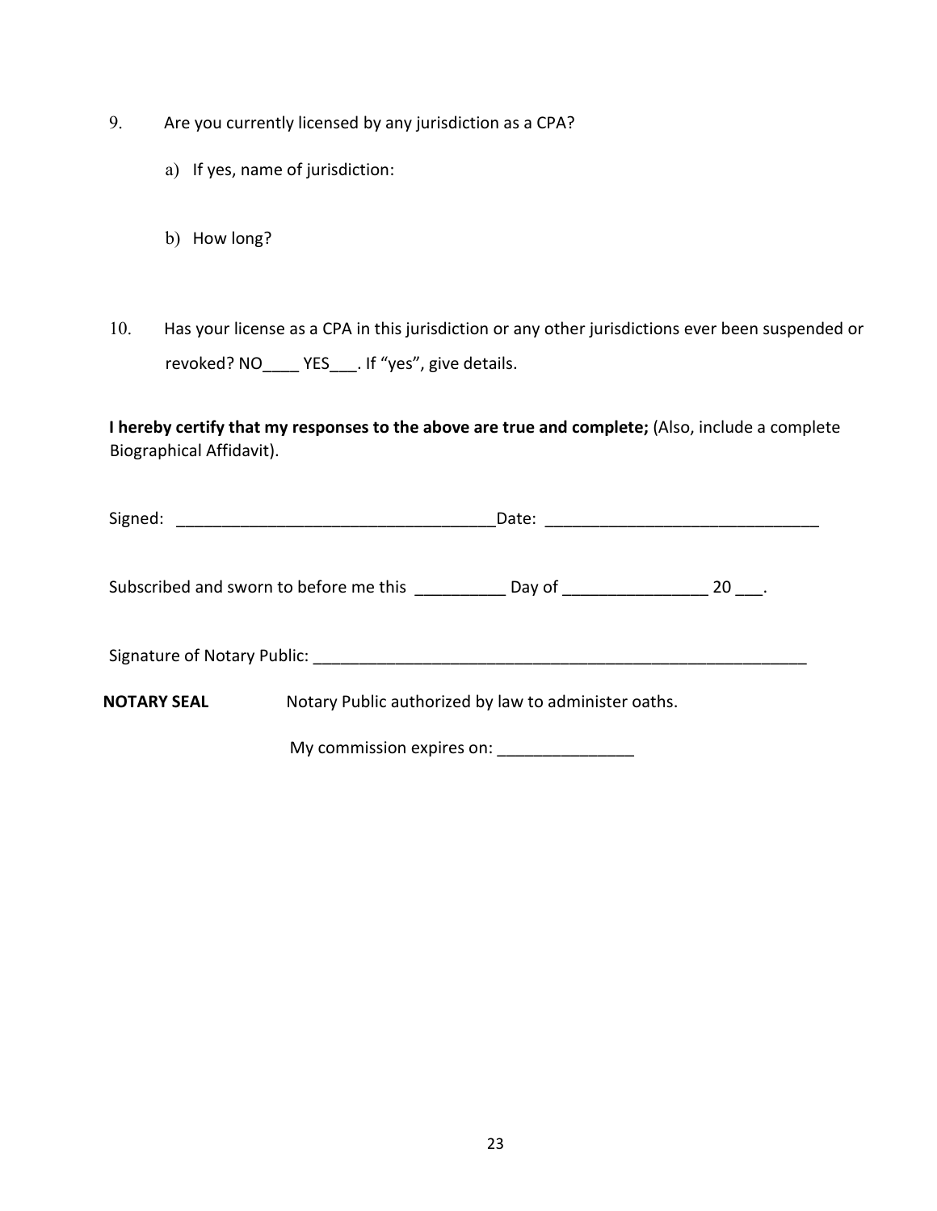9. Are you currently licensed by any jurisdiction as a CPA?

   a) If yes, name of jurisdiction:

   b) How long?

10. Has your license as a CPA in this jurisdiction or any other jurisdictions ever been suspended or revoked? NO____ YES___. If "yes", give details.

**I hereby certify that my responses to the above are true and complete;** (Also, include a complete Biographical Affidavit).

Signed: ___________________________________Date: ______________________________

Subscribed and sworn to before me this __________ Day of ________________ 20 ___.

Signature of Notary Public: _______________________________________________________

**NOTARY SEAL** Notary Public authorized by law to administer oaths.

My commission expires on: _______________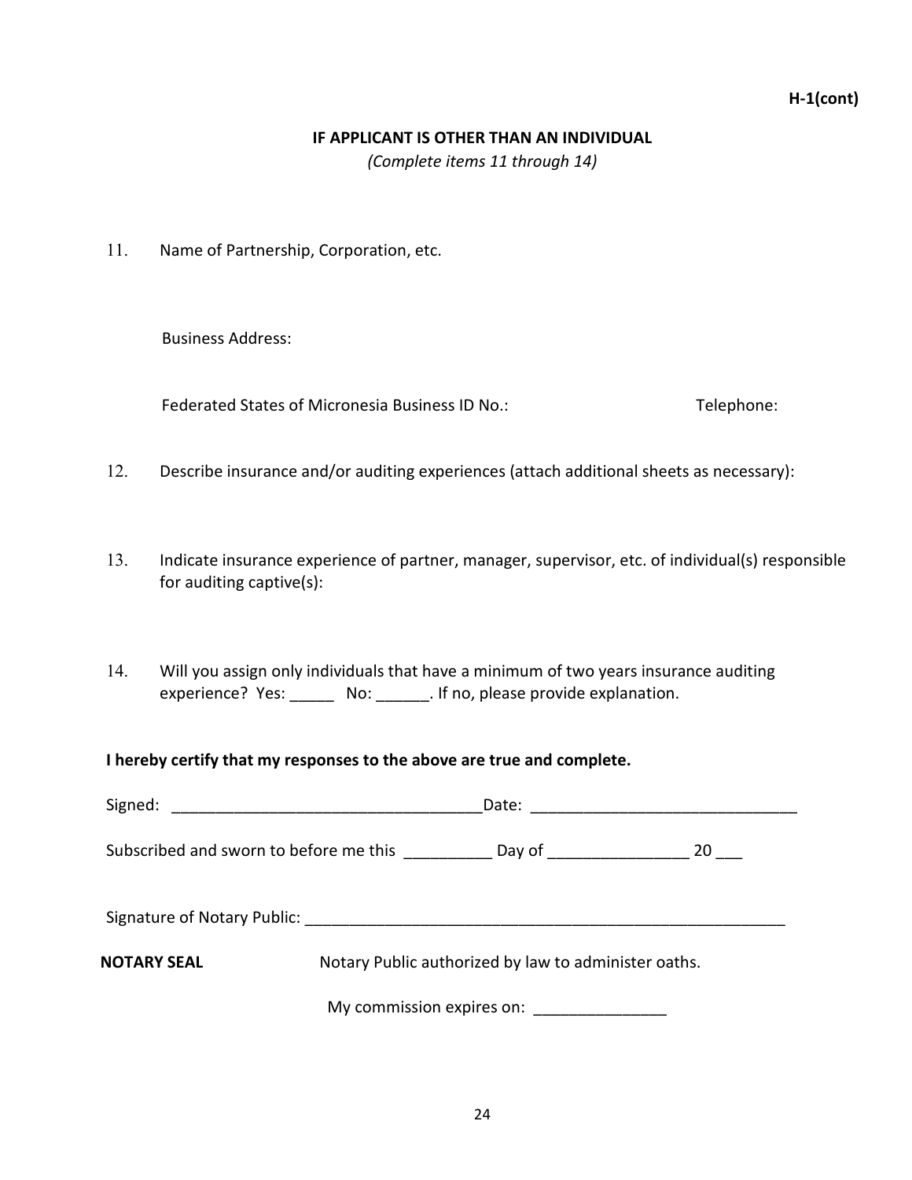**H-1(cont)**

**IF APPLICANT IS OTHER THAN AN INDIVIDUAL**

*(Complete items 11 through 14)*

11. Name of Partnership, Corporation, etc.

    Business Address:

    Federated States of Micronesia Business ID No.: Telephone:

12. Describe insurance and/or auditing experiences (attach additional sheets as necessary):

13. Indicate insurance experience of partner, manager, supervisor, etc. of individual(s) responsible for auditing captive(s):

14. Will you assign only individuals that have a minimum of two years insurance auditing experience? Yes: _____ No: ______. If no, please provide explanation.

**I hereby certify that my responses to the above are true and complete.**

Signed: ___________________________________Date: ______________________________

Subscribed and sworn to before me this __________ Day of ________________ 20 ___

Signature of Notary Public: ________________________________________________________

**NOTARY SEAL** Notary Public authorized by law to administer oaths.

My commission expires on: _______________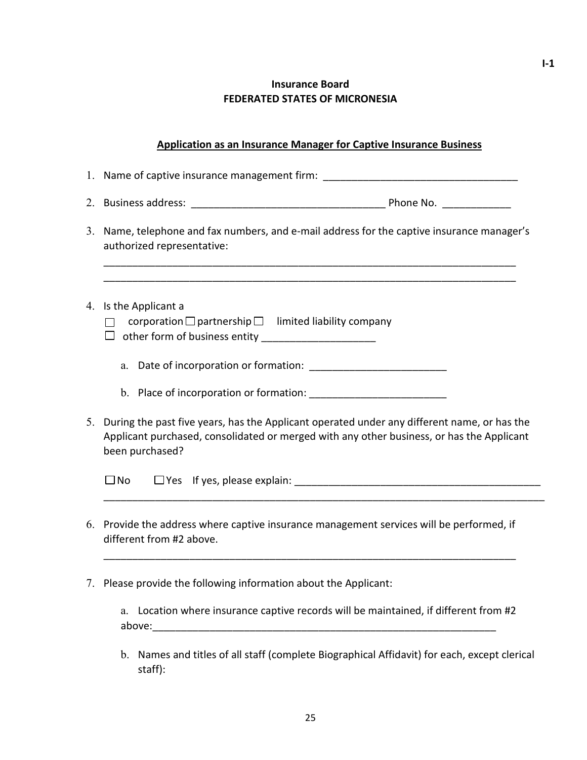I-1

**Insurance Board**
**FEDERATED STATES OF MICRONESIA**

**<u>Application as an Insurance Manager for Captive Insurance Business</u>**

1. Name of captive insurance management firm: ___________________________________

2. Business address: ___________________________________ Phone No. ____________

3. Name, telephone and fax numbers, and e-mail address for the captive insurance manager's authorized representative:

   ___________________________________________________________________________
   ___________________________________________________________________________

4. Is the Applicant a
   ☐ corporation ☐ partnership ☐ limited liability company
   ☐ other form of business entity ____________________

   a. Date of incorporation or formation: ________________________

   b. Place of incorporation or formation: ________________________

5. During the past five years, has the Applicant operated under any different name, or has the Applicant purchased, consolidated or merged with any other business, or has the Applicant been purchased?

   ☐ No ☐ Yes If yes, please explain: ____________________________________________
   ________________________________________________________________________________

6. Provide the address where captive insurance management services will be performed, if different from #2 above.

   ___________________________________________________________________________

7. Please provide the following information about the Applicant:

   a. Location where insurance captive records will be maintained, if different from #2 above:______________________________________________________________

   b. Names and titles of all staff (complete Biographical Affidavit) for each, except clerical staff):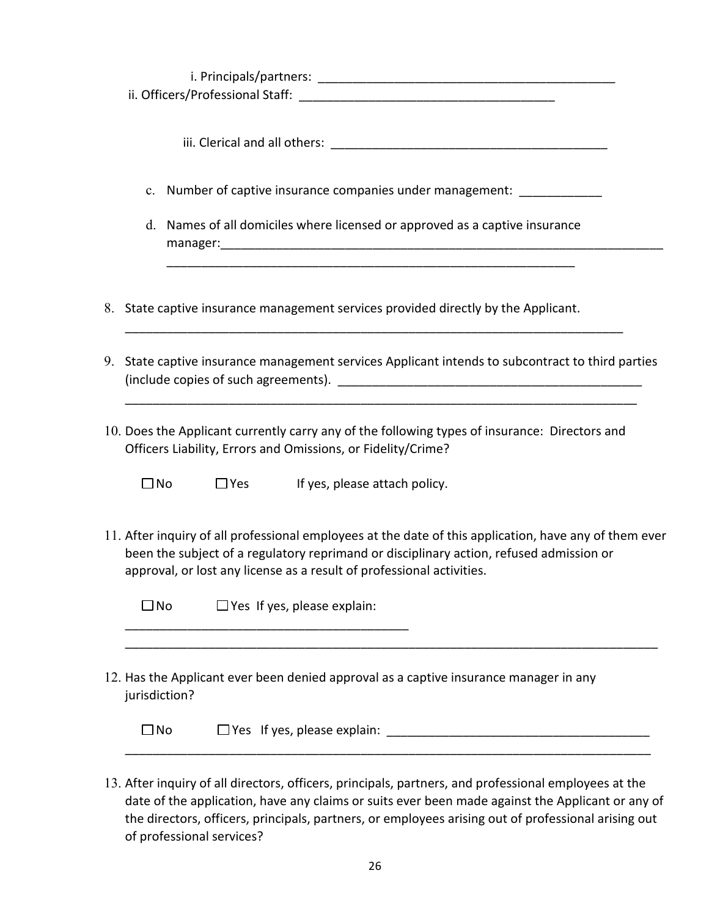i. Principals/partners: _____________________________________________

ii. Officers/Professional Staff: _____________________________________

iii. Clerical and all others: ________________________________________

c. Number of captive insurance companies under management: ____________

d. Names of all domiciles where licensed or approved as a captive insurance manager:____________________________________________________________________
_____________________________________________________________

8. State captive insurance management services provided directly by the Applicant.
___________________________________________________________________________

9. State captive insurance management services Applicant intends to subcontract to third parties (include copies of such agreements). _____________________________________________
_____________________________________________________________________________

10. Does the Applicant currently carry any of the following types of insurance: Directors and Officers Liability, Errors and Omissions, or Fidelity/Crime?

☐ No ☐ Yes If yes, please attach policy.

11. After inquiry of all professional employees at the date of this application, have any of them ever been the subject of a regulatory reprimand or disciplinary action, refused admission or approval, or lost any license as a result of professional activities.

☐ No ☐ Yes If yes, please explain:
__________________________________________
_________________________________________________________________________________

12. Has the Applicant ever been denied approval as a captive insurance manager in any jurisdiction?

☐ No ☐ Yes If yes, please explain: ______________________________________
_________________________________________________________________________________

13. After inquiry of all directors, officers, principals, partners, and professional employees at the date of the application, have any claims or suits ever been made against the Applicant or any of the directors, officers, principals, partners, or employees arising out of professional arising out of professional services?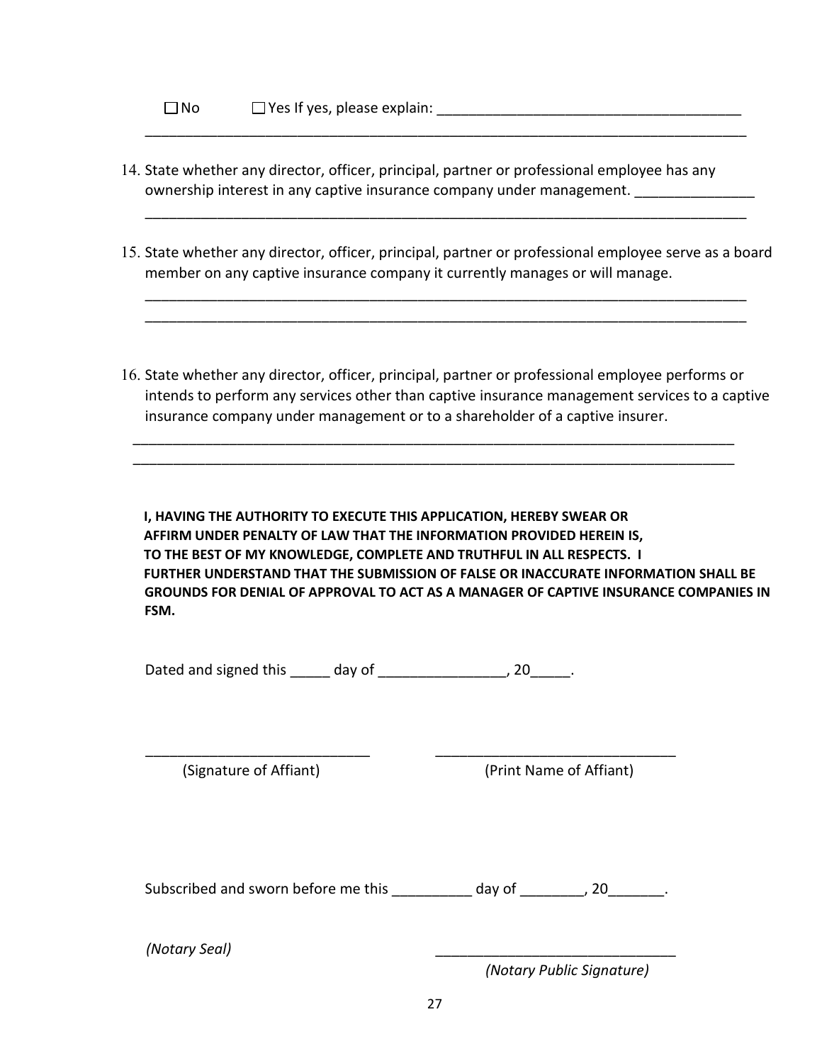☐ No ☐ Yes If yes, please explain: ______________________________________

______________________________________________________________________________

14. State whether any director, officer, principal, partner or professional employee has any ownership interest in any captive insurance company under management. _______________

    ______________________________________________________________________________

15. State whether any director, officer, principal, partner or professional employee serve as a board member on any captive insurance company it currently manages or will manage.

    ______________________________________________________________________________

    ______________________________________________________________________________

16. State whether any director, officer, principal, partner or professional employee performs or intends to perform any services other than captive insurance management services to a captive insurance company under management or to a shareholder of a captive insurer.

    ______________________________________________________________________________

    ______________________________________________________________________________

**I, HAVING THE AUTHORITY TO EXECUTE THIS APPLICATION, HEREBY SWEAR OR AFFIRM UNDER PENALTY OF LAW THAT THE INFORMATION PROVIDED HEREIN IS, TO THE BEST OF MY KNOWLEDGE, COMPLETE AND TRUTHFUL IN ALL RESPECTS. I FURTHER UNDERSTAND THAT THE SUBMISSION OF FALSE OR INACCURATE INFORMATION SHALL BE GROUNDS FOR DENIAL OF APPROVAL TO ACT AS A MANAGER OF CAPTIVE INSURANCE COMPANIES IN FSM.**

Dated and signed this _____ day of ________________, 20_____.

____________________________ (Signature of Affiant)

______________________________ (Print Name of Affiant)

Subscribed and sworn before me this __________ day of ________, 20_______.

*(Notary Seal)*

______________________________ *(Notary Public Signature)*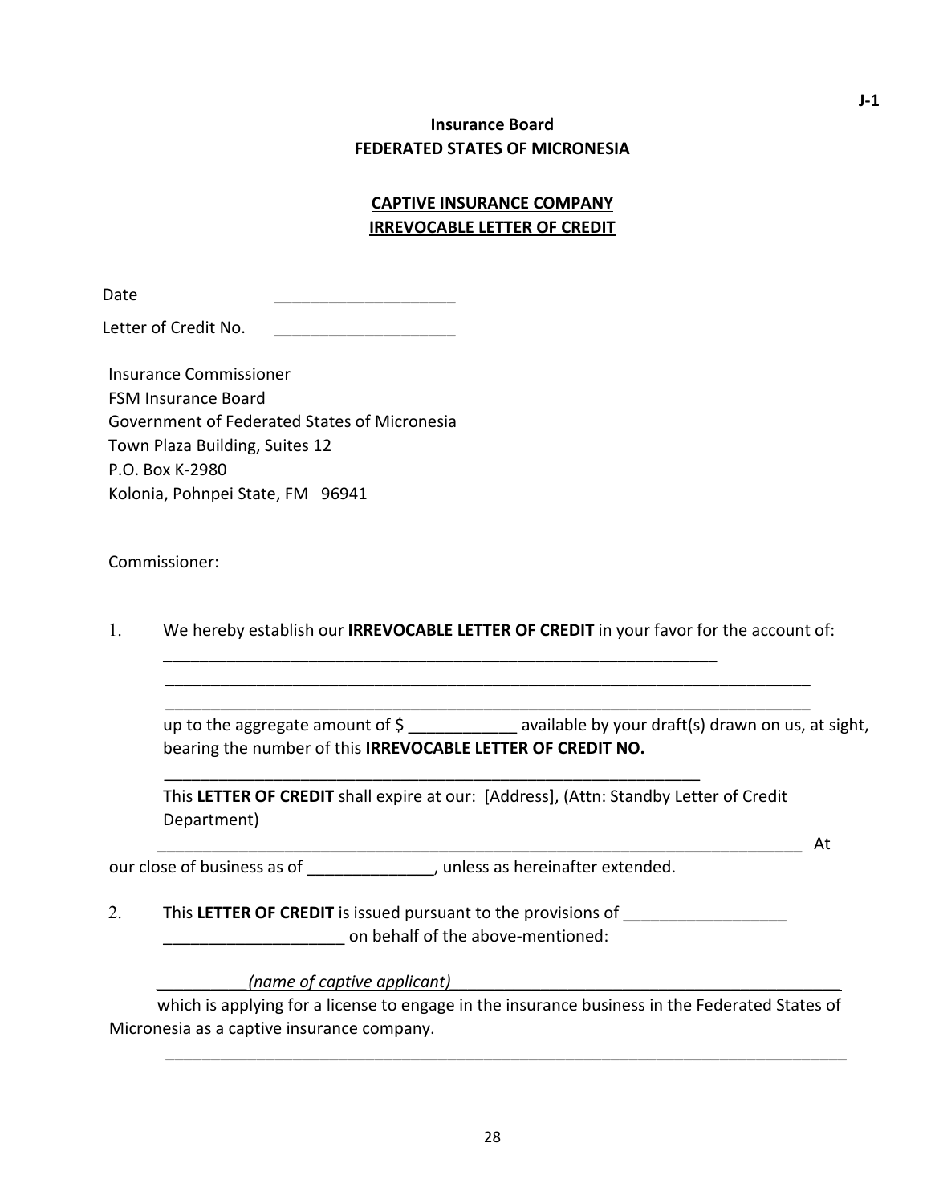J-1

**Insurance Board**
**FEDERATED STATES OF MICRONESIA**

**CAPTIVE INSURANCE COMPANY**
**IRREVOCABLE LETTER OF CREDIT**

Date ____________________

Letter of Credit No. ____________________

Insurance Commissioner
FSM Insurance Board
Government of Federated States of Micronesia
Town Plaza Building, Suites 12
P.O. Box K-2980
Kolonia, Pohnpei State, FM 96941

Commissioner:

1. We hereby establish our **IRREVOCABLE LETTER OF CREDIT** in your favor for the account of:

   ______________________________________________________________

   ______________________________________________________________

   ______________________________________________________________

   up to the aggregate amount of $ ____________ available by your draft(s) drawn on us, at sight, bearing the number of this **IRREVOCABLE LETTER OF CREDIT NO.**

   ______________________________________________________________

   This **LETTER OF CREDIT** shall expire at our: [Address], (Attn: Standby Letter of Credit Department)

   ______________________________________________________________ At our close of business as of ______________, unless as hereinafter extended.

2. This **LETTER OF CREDIT** is issued pursuant to the provisions of __________________ ____________________ on behalf of the above-mentioned:

   __________*(name of captive applicant)*__________________________________________

   which is applying for a license to engage in the insurance business in the Federated States of Micronesia as a captive insurance company.

   ______________________________________________________________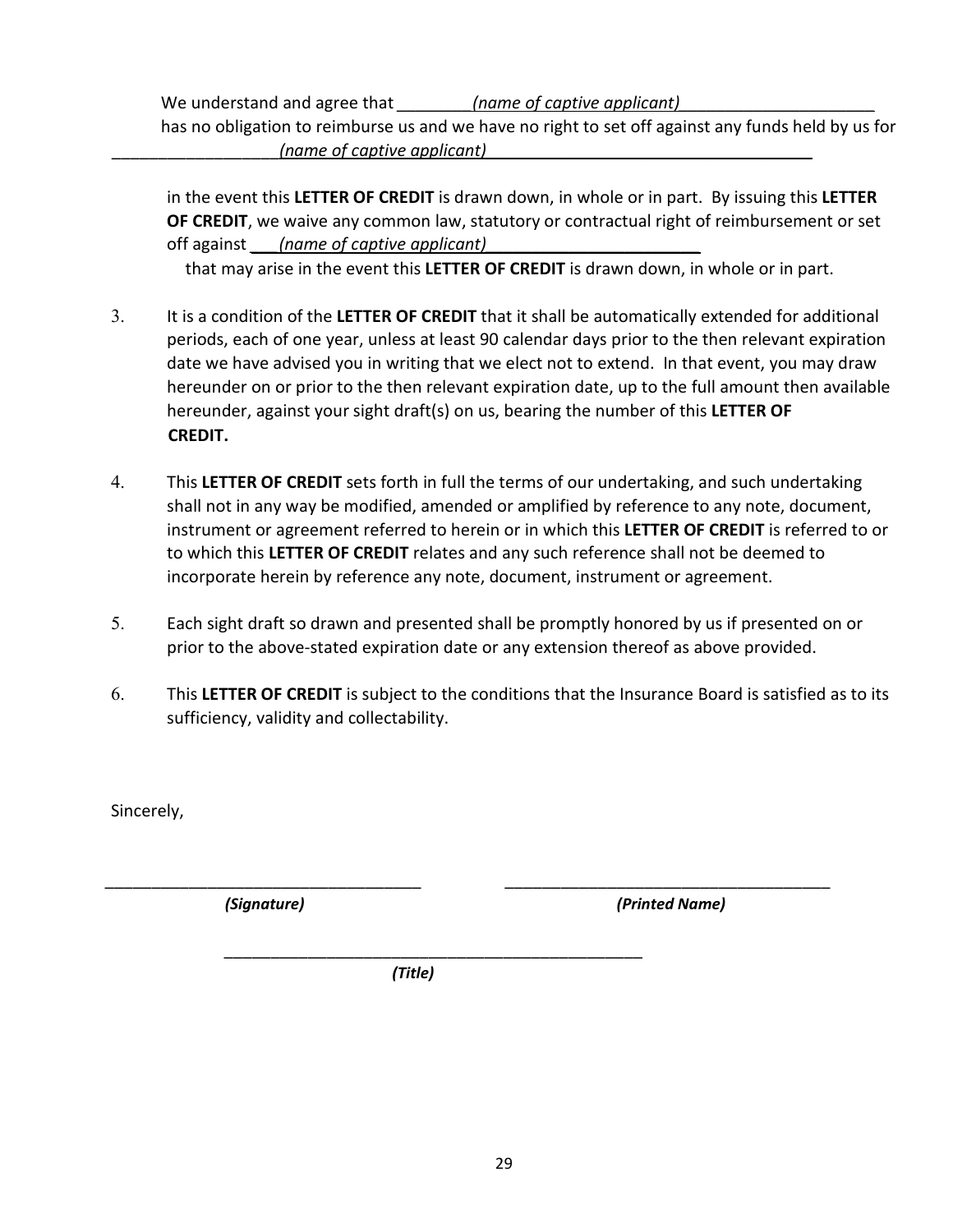We understand and agree that ________*(name of captive applicant)*____________________ has no obligation to reimburse us and we have no right to set off against any funds held by us for _________________*(name of captive applicant)*__________________________________

in the event this **LETTER OF CREDIT** is drawn down, in whole or in part. By issuing this **LETTER OF CREDIT**, we waive any common law, statutory or contractual right of reimbursement or set off against ___*(name of captive applicant)*_______________________ that may arise in the event this **LETTER OF CREDIT** is drawn down, in whole or in part.

3. It is a condition of the **LETTER OF CREDIT** that it shall be automatically extended for additional periods, each of one year, unless at least 90 calendar days prior to the then relevant expiration date we have advised you in writing that we elect not to extend. In that event, you may draw hereunder on or prior to the then relevant expiration date, up to the full amount then available hereunder, against your sight draft(s) on us, bearing the number of this **LETTER OF CREDIT.**

4. This **LETTER OF CREDIT** sets forth in full the terms of our undertaking, and such undertaking shall not in any way be modified, amended or amplified by reference to any note, document, instrument or agreement referred to herein or in which this **LETTER OF CREDIT** is referred to or to which this **LETTER OF CREDIT** relates and any such reference shall not be deemed to incorporate herein by reference any note, document, instrument or agreement.

5. Each sight draft so drawn and presented shall be promptly honored by us if presented on or prior to the above-stated expiration date or any extension thereof as above provided.

6. This **LETTER OF CREDIT** is subject to the conditions that the Insurance Board is satisfied as to its sufficiency, validity and collectability.

Sincerely,

___________________________________ ___________________________________
***(Signature)*** ***(Printed Name)***

_______________________________________________
***(Title)***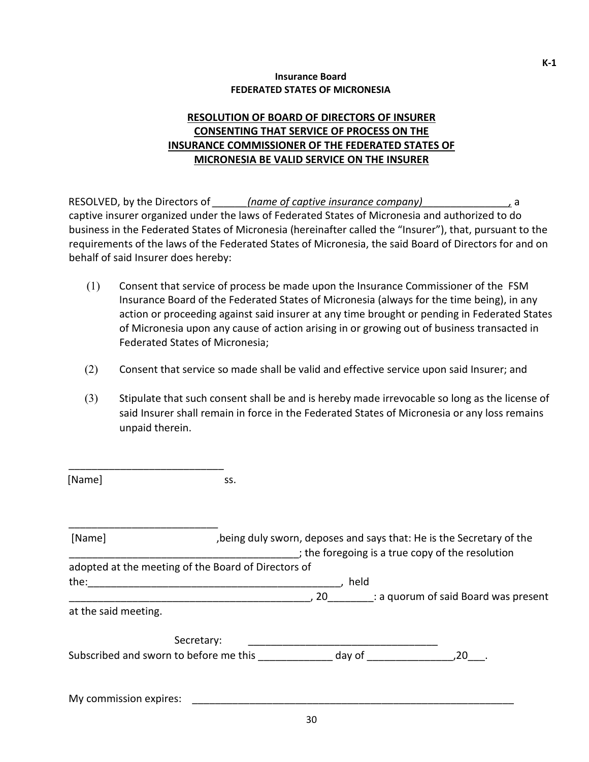K-1

**Insurance Board**
**FEDERATED STATES OF MICRONESIA**

## RESOLUTION OF BOARD OF DIRECTORS OF INSURER CONSENTING THAT SERVICE OF PROCESS ON THE INSURANCE COMMISSIONER OF THE FEDERATED STATES OF MICRONESIA BE VALID SERVICE ON THE INSURER

RESOLVED, by the Directors of ______*(name of captive insurance company)*_______________, a captive insurer organized under the laws of Federated States of Micronesia and authorized to do business in the Federated States of Micronesia (hereinafter called the "Insurer"), that, pursuant to the requirements of the laws of the Federated States of Micronesia, the said Board of Directors for and on behalf of said Insurer does hereby:

(1) Consent that service of process be made upon the Insurance Commissioner of the FSM Insurance Board of the Federated States of Micronesia (always for the time being), in any action or proceeding against said insurer at any time brought or pending in Federated States of Micronesia upon any cause of action arising in or growing out of business transacted in Federated States of Micronesia;

(2) Consent that service so made shall be valid and effective service upon said Insurer; and

(3) Stipulate that such consent shall be and is hereby made irrevocable so long as the license of said Insurer shall remain in force in the Federated States of Micronesia or any loss remains unpaid therein.

___________________________
[Name] ss.

__________________________
[Name] ,being duly sworn, deposes and says that: He is the Secretary of the ________________________________________; the foregoing is a true copy of the resolution adopted at the meeting of the Board of Directors of the:_____________________________________________, held __________________________________________, 20________: a quorum of said Board was present at the said meeting.

Secretary: _________________________________

Subscribed and sworn to before me this _____________ day of _______________,20___.

My commission expires: ___________________________________________________________